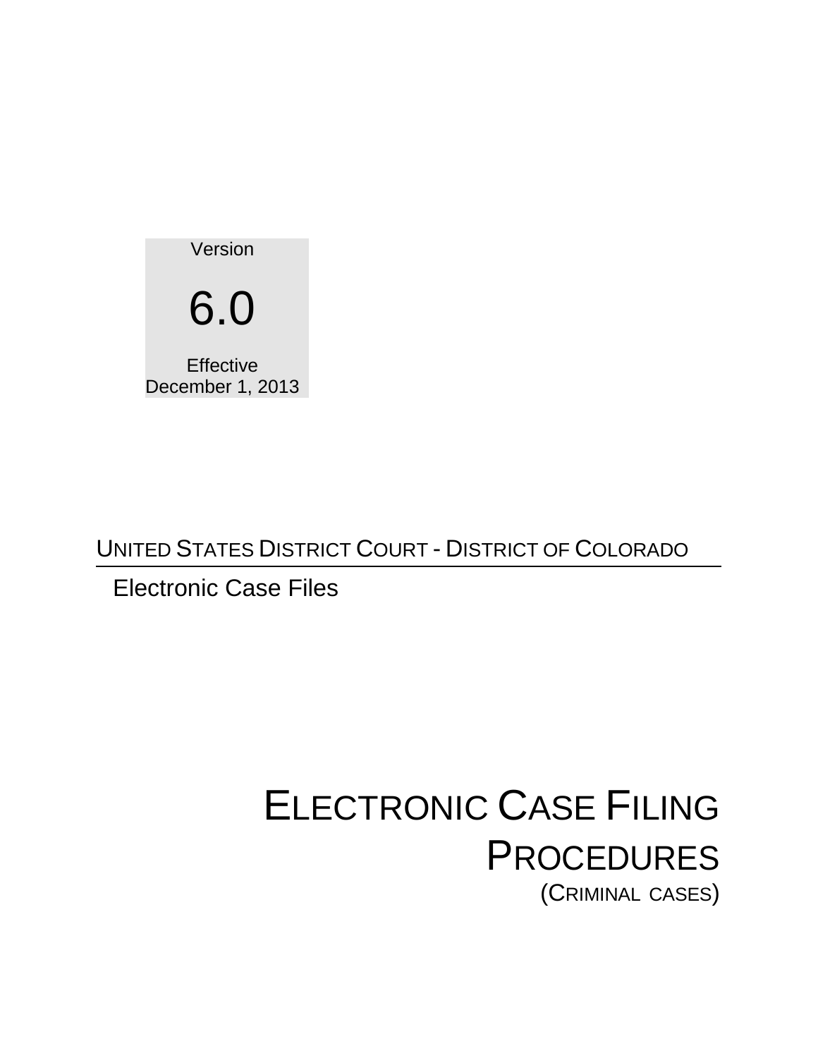Version

6.0

Effective
December 1, 2013

UNITED STATES DISTRICT COURT - DISTRICT OF COLORADO

Electronic Case Files

# ELECTRONIC CASE FILING PROCEDURES

(CRIMINAL CASES)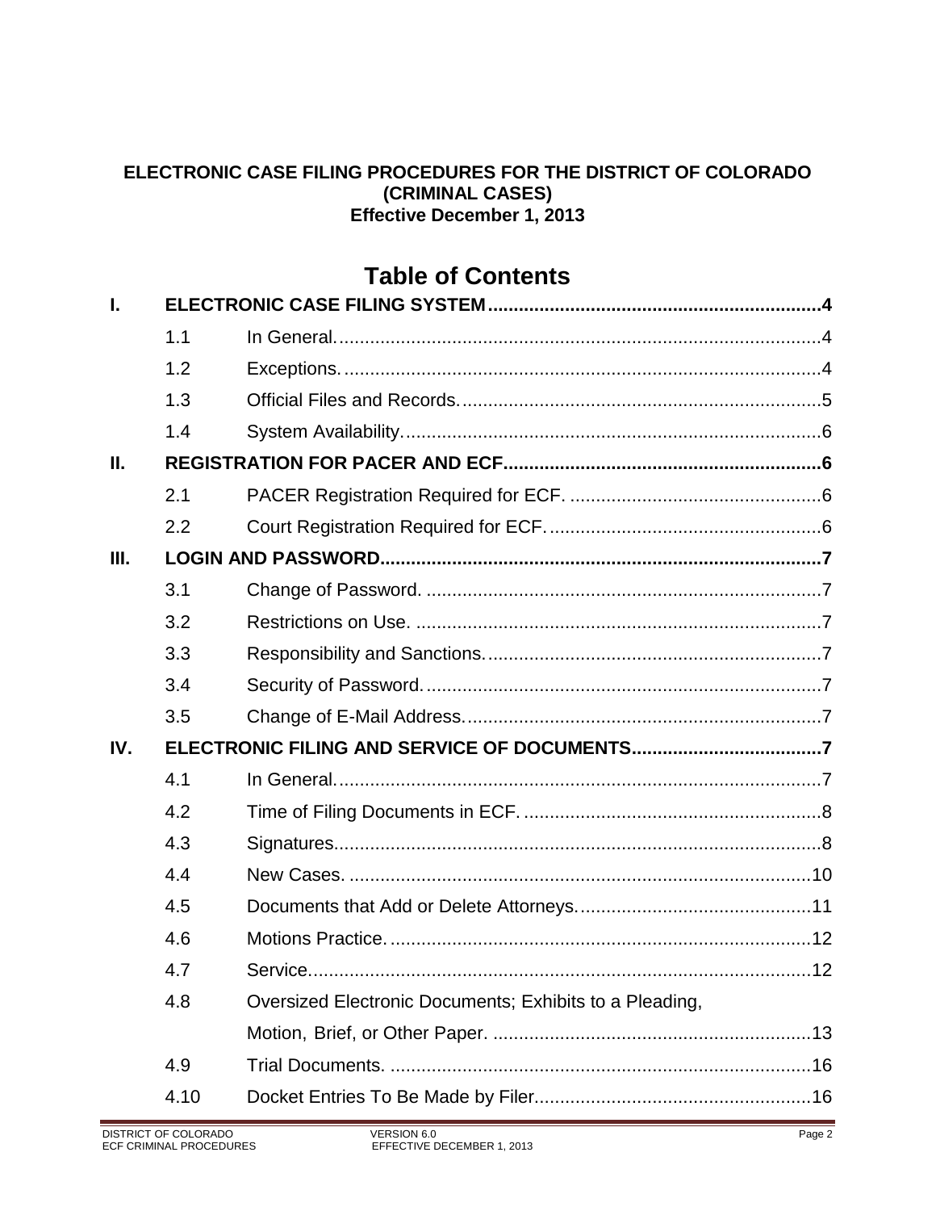**ELECTRONIC CASE FILING PROCEDURES FOR THE DISTRICT OF COLORADO (CRIMINAL CASES)**
**Effective December 1, 2013**

# Table of Contents

**I. ELECTRONIC CASE FILING SYSTEM ........ 4**

- 1.1 In General. ........ 4
- 1.2 Exceptions. ........ 4
- 1.3 Official Files and Records. ........ 5
- 1.4 System Availability. ........ 6

**II. REGISTRATION FOR PACER AND ECF ........ 6**

- 2.1 PACER Registration Required for ECF. ........ 6
- 2.2 Court Registration Required for ECF. ........ 6

**III. LOGIN AND PASSWORD ........ 7**

- 3.1 Change of Password. ........ 7
- 3.2 Restrictions on Use. ........ 7
- 3.3 Responsibility and Sanctions. ........ 7
- 3.4 Security of Password. ........ 7
- 3.5 Change of E-Mail Address. ........ 7

**IV. ELECTRONIC FILING AND SERVICE OF DOCUMENTS ........ 7**

- 4.1 In General. ........ 7
- 4.2 Time of Filing Documents in ECF. ........ 8
- 4.3 Signatures. ........ 8
- 4.4 New Cases. ........ 10
- 4.5 Documents that Add or Delete Attorneys. ........ 11
- 4.6 Motions Practice. ........ 12
- 4.7 Service. ........ 12
- 4.8 Oversized Electronic Documents; Exhibits to a Pleading, Motion, Brief, or Other Paper. ........ 13
- 4.9 Trial Documents. ........ 16
- 4.10 Docket Entries To Be Made by Filer. ........ 16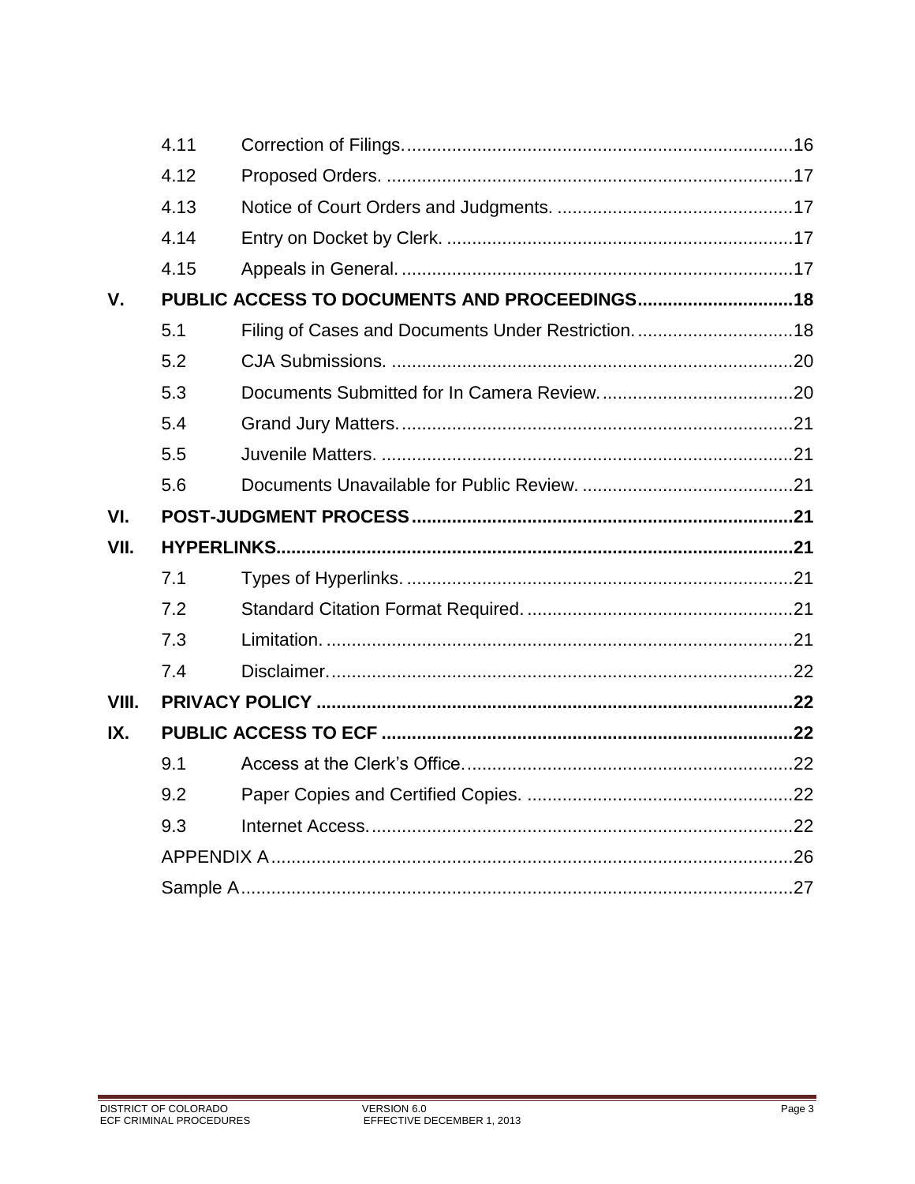| | | | |
|---|---|---|---|
| | 4.11 | Correction of Filings. | 16 |
| | 4.12 | Proposed Orders. | 17 |
| | 4.13 | Notice of Court Orders and Judgments. | 17 |
| | 4.14 | Entry on Docket by Clerk. | 17 |
| | 4.15 | Appeals in General. | 17 |
| **V.** | **PUBLIC ACCESS TO DOCUMENTS AND PROCEEDINGS** | | **18** |
| | 5.1 | Filing of Cases and Documents Under Restriction. | 18 |
| | 5.2 | CJA Submissions. | 20 |
| | 5.3 | Documents Submitted for In Camera Review. | 20 |
| | 5.4 | Grand Jury Matters. | 21 |
| | 5.5 | Juvenile Matters. | 21 |
| | 5.6 | Documents Unavailable for Public Review. | 21 |
| **VI.** | **POST-JUDGMENT PROCESS** | | **21** |
| **VII.** | **HYPERLINKS** | | **21** |
| | 7.1 | Types of Hyperlinks. | 21 |
| | 7.2 | Standard Citation Format Required. | 21 |
| | 7.3 | Limitation. | 21 |
| | 7.4 | Disclaimer. | 22 |
| **VIII.** | **PRIVACY POLICY** | | **22** |
| **IX.** | **PUBLIC ACCESS TO ECF** | | **22** |
| | 9.1 | Access at the Clerk's Office. | 22 |
| | 9.2 | Paper Copies and Certified Copies. | 22 |
| | 9.3 | Internet Access. | 22 |
| | APPENDIX A | | 26 |
| | Sample A | | 27 |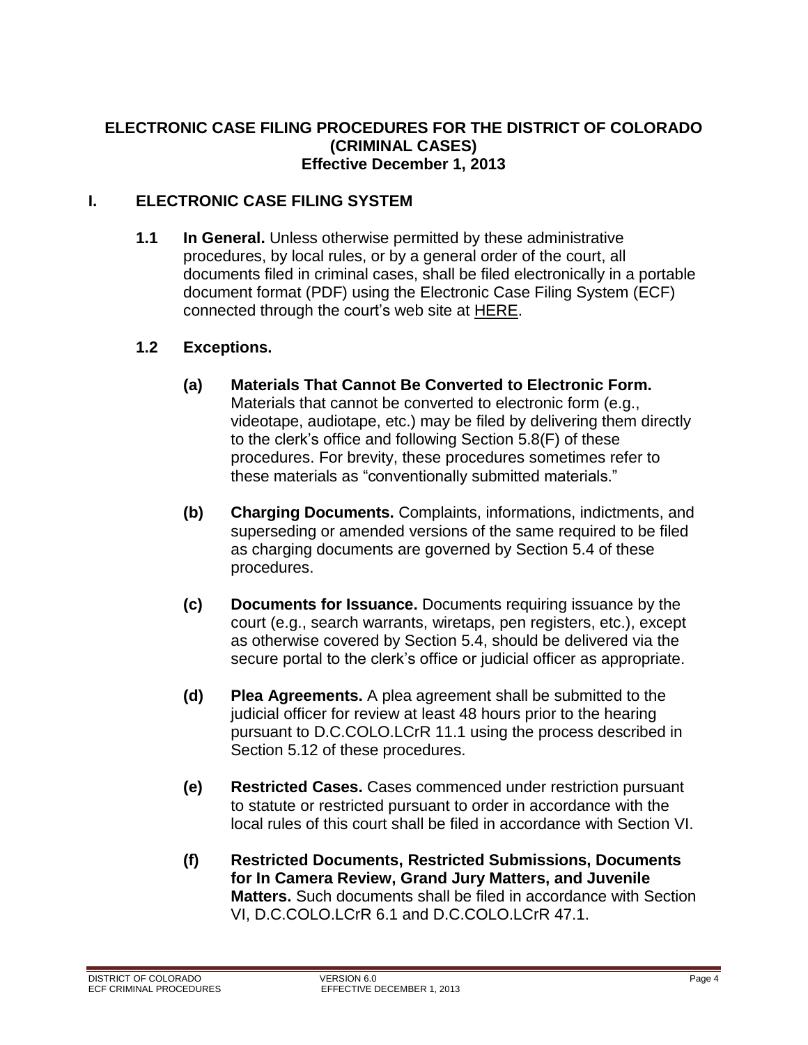# ELECTRONIC CASE FILING PROCEDURES FOR THE DISTRICT OF COLORADO (CRIMINAL CASES)
**Effective December 1, 2013**

## I. ELECTRONIC CASE FILING SYSTEM

**1.1 In General.** Unless otherwise permitted by these administrative procedures, by local rules, or by a general order of the court, all documents filed in criminal cases, shall be filed electronically in a portable document format (PDF) using the Electronic Case Filing System (ECF) connected through the court's web site at HERE.

**1.2 Exceptions.**

**(a) Materials That Cannot Be Converted to Electronic Form.** Materials that cannot be converted to electronic form (e.g., videotape, audiotape, etc.) may be filed by delivering them directly to the clerk's office and following Section 5.8(F) of these procedures. For brevity, these procedures sometimes refer to these materials as "conventionally submitted materials."

**(b) Charging Documents.** Complaints, informations, indictments, and superseding or amended versions of the same required to be filed as charging documents are governed by Section 5.4 of these procedures.

**(c) Documents for Issuance.** Documents requiring issuance by the court (e.g., search warrants, wiretaps, pen registers, etc.), except as otherwise covered by Section 5.4, should be delivered via the secure portal to the clerk's office or judicial officer as appropriate.

**(d) Plea Agreements.** A plea agreement shall be submitted to the judicial officer for review at least 48 hours prior to the hearing pursuant to D.C.COLO.LCrR 11.1 using the process described in Section 5.12 of these procedures.

**(e) Restricted Cases.** Cases commenced under restriction pursuant to statute or restricted pursuant to order in accordance with the local rules of this court shall be filed in accordance with Section VI.

**(f) Restricted Documents, Restricted Submissions, Documents for In Camera Review, Grand Jury Matters, and Juvenile Matters.** Such documents shall be filed in accordance with Section VI, D.C.COLO.LCrR 6.1 and D.C.COLO.LCrR 47.1.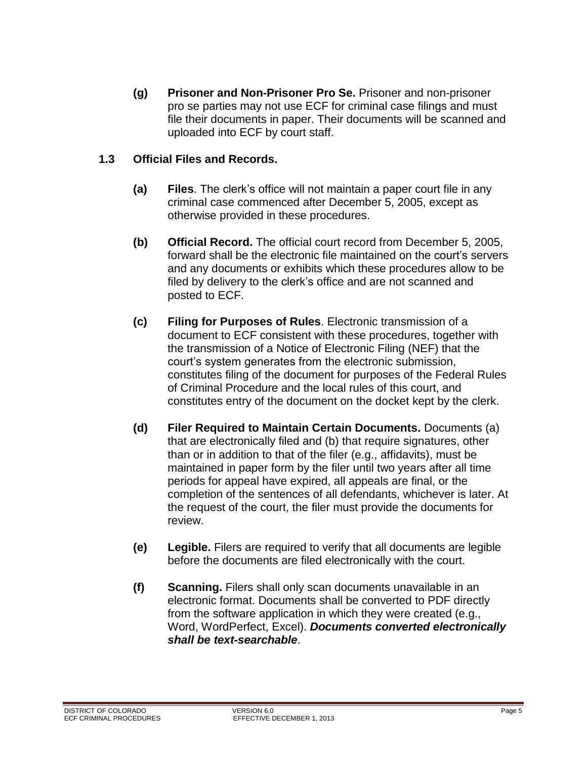**(g) Prisoner and Non-Prisoner Pro Se.** Prisoner and non-prisoner pro se parties may not use ECF for criminal case filings and must file their documents in paper. Their documents will be scanned and uploaded into ECF by court staff.

## 1.3 Official Files and Records.

**(a) Files**. The clerk's office will not maintain a paper court file in any criminal case commenced after December 5, 2005, except as otherwise provided in these procedures.

**(b) Official Record.** The official court record from December 5, 2005, forward shall be the electronic file maintained on the court's servers and any documents or exhibits which these procedures allow to be filed by delivery to the clerk's office and are not scanned and posted to ECF.

**(c) Filing for Purposes of Rules**. Electronic transmission of a document to ECF consistent with these procedures, together with the transmission of a Notice of Electronic Filing (NEF) that the court's system generates from the electronic submission, constitutes filing of the document for purposes of the Federal Rules of Criminal Procedure and the local rules of this court, and constitutes entry of the document on the docket kept by the clerk.

**(d) Filer Required to Maintain Certain Documents.** Documents (a) that are electronically filed and (b) that require signatures, other than or in addition to that of the filer (e.g., affidavits), must be maintained in paper form by the filer until two years after all time periods for appeal have expired, all appeals are final, or the completion of the sentences of all defendants, whichever is later. At the request of the court, the filer must provide the documents for review.

**(e) Legible.** Filers are required to verify that all documents are legible before the documents are filed electronically with the court.

**(f) Scanning.** Filers shall only scan documents unavailable in an electronic format. Documents shall be converted to PDF directly from the software application in which they were created (e.g., Word, WordPerfect, Excel). ***Documents converted electronically shall be text-searchable***.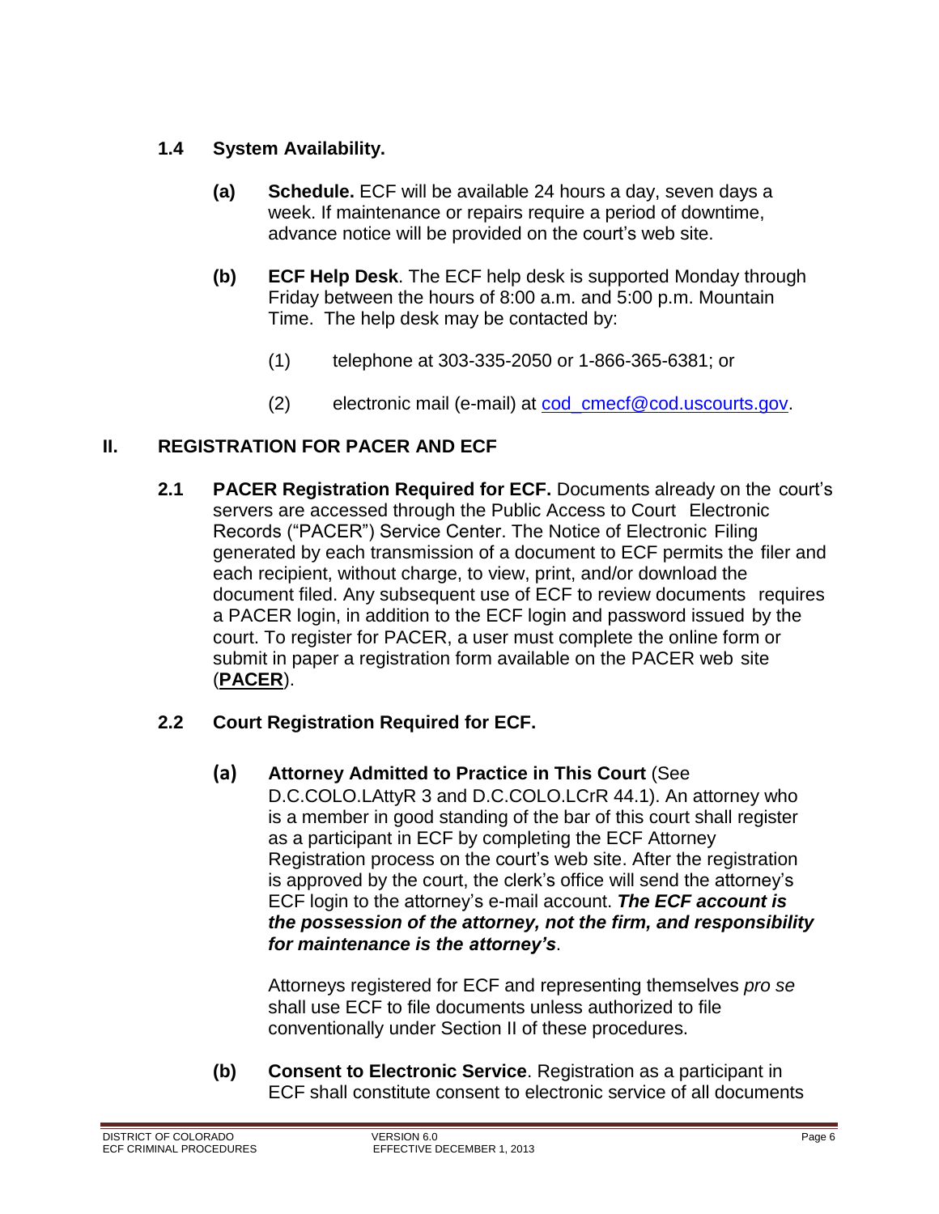### 1.4 System Availability.

**(a) Schedule.** ECF will be available 24 hours a day, seven days a week. If maintenance or repairs require a period of downtime, advance notice will be provided on the court's web site.

**(b) ECF Help Desk**. The ECF help desk is supported Monday through Friday between the hours of 8:00 a.m. and 5:00 p.m. Mountain Time. The help desk may be contacted by:

(1) telephone at 303-335-2050 or 1-866-365-6381; or

(2) electronic mail (e-mail) at cod_cmecf@cod.uscourts.gov.

## II. REGISTRATION FOR PACER AND ECF

**2.1 PACER Registration Required for ECF.** Documents already on the court's servers are accessed through the Public Access to Court Electronic Records ("PACER") Service Center. The Notice of Electronic Filing generated by each transmission of a document to ECF permits the filer and each recipient, without charge, to view, print, and/or download the document filed. Any subsequent use of ECF to review documents requires a PACER login, in addition to the ECF login and password issued by the court. To register for PACER, a user must complete the online form or submit in paper a registration form available on the PACER web site (**PACER**).

### 2.2 Court Registration Required for ECF.

**(a) Attorney Admitted to Practice in This Court** (See D.C.COLO.LAttyR 3 and D.C.COLO.LCrR 44.1). An attorney who is a member in good standing of the bar of this court shall register as a participant in ECF by completing the ECF Attorney Registration process on the court's web site. After the registration is approved by the court, the clerk's office will send the attorney's ECF login to the attorney's e-mail account. ***The ECF account is the possession of the attorney, not the firm, and responsibility for maintenance is the attorney's***.

Attorneys registered for ECF and representing themselves *pro se* shall use ECF to file documents unless authorized to file conventionally under Section II of these procedures.

**(b) Consent to Electronic Service**. Registration as a participant in ECF shall constitute consent to electronic service of all documents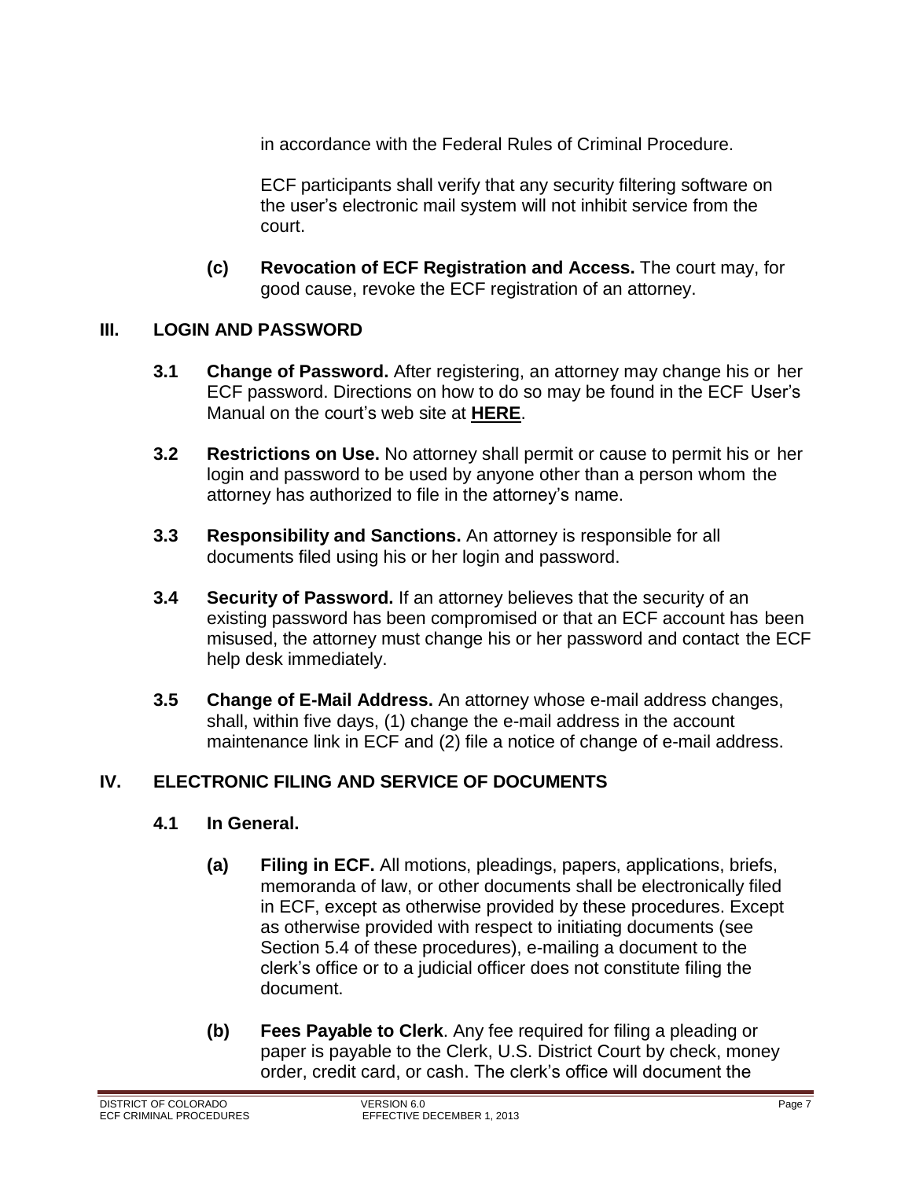in accordance with the Federal Rules of Criminal Procedure.

ECF participants shall verify that any security filtering software on the user's electronic mail system will not inhibit service from the court.

**(c) Revocation of ECF Registration and Access.** The court may, for good cause, revoke the ECF registration of an attorney.

## III. LOGIN AND PASSWORD

**3.1 Change of Password.** After registering, an attorney may change his or her ECF password. Directions on how to do so may be found in the ECF User's Manual on the court's web site at **HERE**.

**3.2 Restrictions on Use.** No attorney shall permit or cause to permit his or her login and password to be used by anyone other than a person whom the attorney has authorized to file in the attorney's name.

**3.3 Responsibility and Sanctions.** An attorney is responsible for all documents filed using his or her login and password.

**3.4 Security of Password.** If an attorney believes that the security of an existing password has been compromised or that an ECF account has been misused, the attorney must change his or her password and contact the ECF help desk immediately.

**3.5 Change of E-Mail Address.** An attorney whose e-mail address changes, shall, within five days, (1) change the e-mail address in the account maintenance link in ECF and (2) file a notice of change of e-mail address.

## IV. ELECTRONIC FILING AND SERVICE OF DOCUMENTS

### 4.1 In General.

**(a) Filing in ECF.** All motions, pleadings, papers, applications, briefs, memoranda of law, or other documents shall be electronically filed in ECF, except as otherwise provided by these procedures. Except as otherwise provided with respect to initiating documents (see Section 5.4 of these procedures), e-mailing a document to the clerk's office or to a judicial officer does not constitute filing the document.

**(b) Fees Payable to Clerk**. Any fee required for filing a pleading or paper is payable to the Clerk, U.S. District Court by check, money order, credit card, or cash. The clerk's office will document the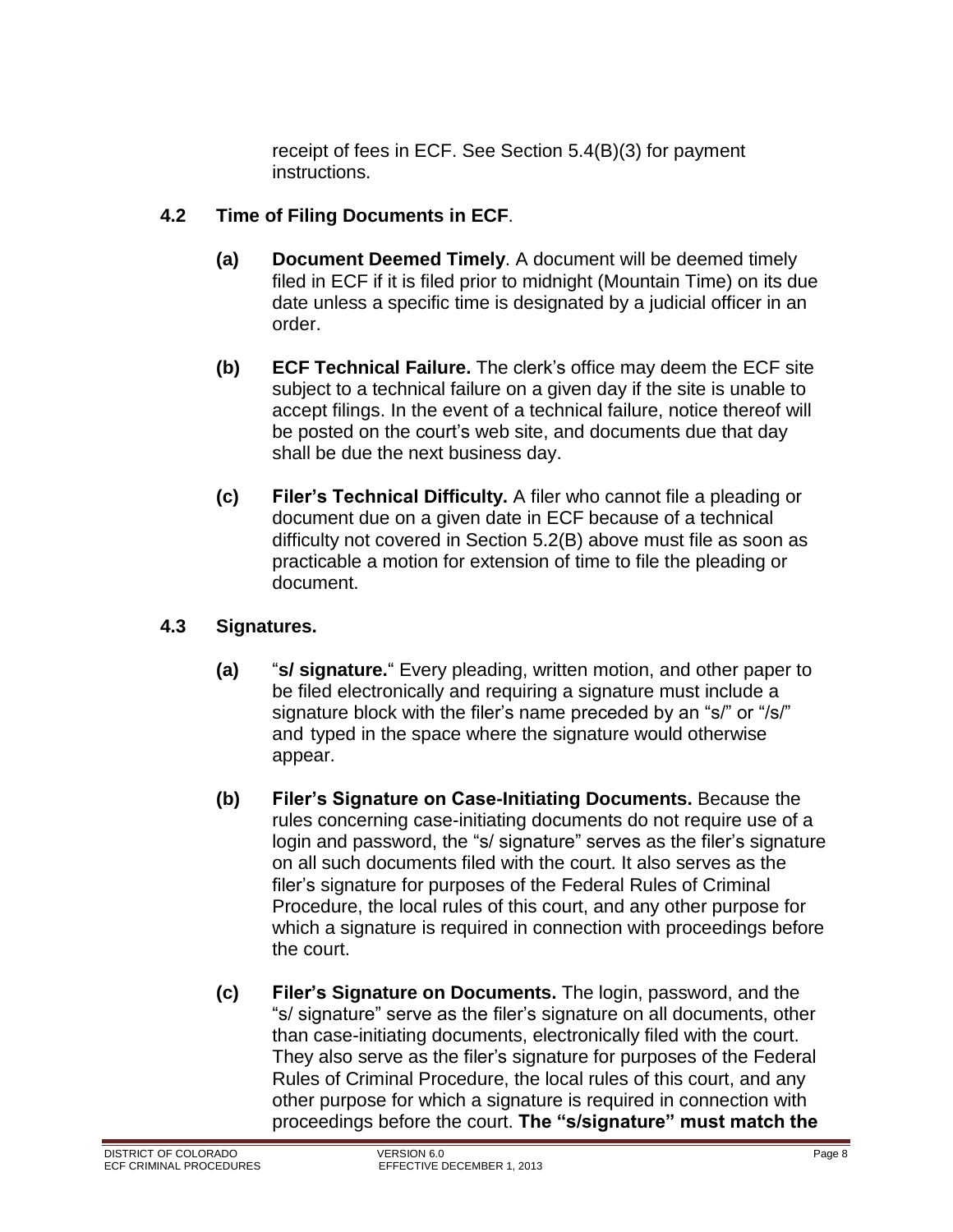receipt of fees in ECF. See Section 5.4(B)(3) for payment instructions.

## 4.2 Time of Filing Documents in ECF.

**(a) Document Deemed Timely**. A document will be deemed timely filed in ECF if it is filed prior to midnight (Mountain Time) on its due date unless a specific time is designated by a judicial officer in an order.

**(b) ECF Technical Failure.** The clerk's office may deem the ECF site subject to a technical failure on a given day if the site is unable to accept filings. In the event of a technical failure, notice thereof will be posted on the court's web site, and documents due that day shall be due the next business day.

**(c) Filer's Technical Difficulty.** A filer who cannot file a pleading or document due on a given date in ECF because of a technical difficulty not covered in Section 5.2(B) above must file as soon as practicable a motion for extension of time to file the pleading or document.

## 4.3 Signatures.

**(a)** "**s/ signature.**" Every pleading, written motion, and other paper to be filed electronically and requiring a signature must include a signature block with the filer's name preceded by an "s/" or "/s/" and typed in the space where the signature would otherwise appear.

**(b) Filer's Signature on Case-Initiating Documents.** Because the rules concerning case-initiating documents do not require use of a login and password, the "s/ signature" serves as the filer's signature on all such documents filed with the court. It also serves as the filer's signature for purposes of the Federal Rules of Criminal Procedure, the local rules of this court, and any other purpose for which a signature is required in connection with proceedings before the court.

**(c) Filer's Signature on Documents.** The login, password, and the "s/ signature" serve as the filer's signature on all documents, other than case-initiating documents, electronically filed with the court. They also serve as the filer's signature for purposes of the Federal Rules of Criminal Procedure, the local rules of this court, and any other purpose for which a signature is required in connection with proceedings before the court. **The "s/signature" must match the**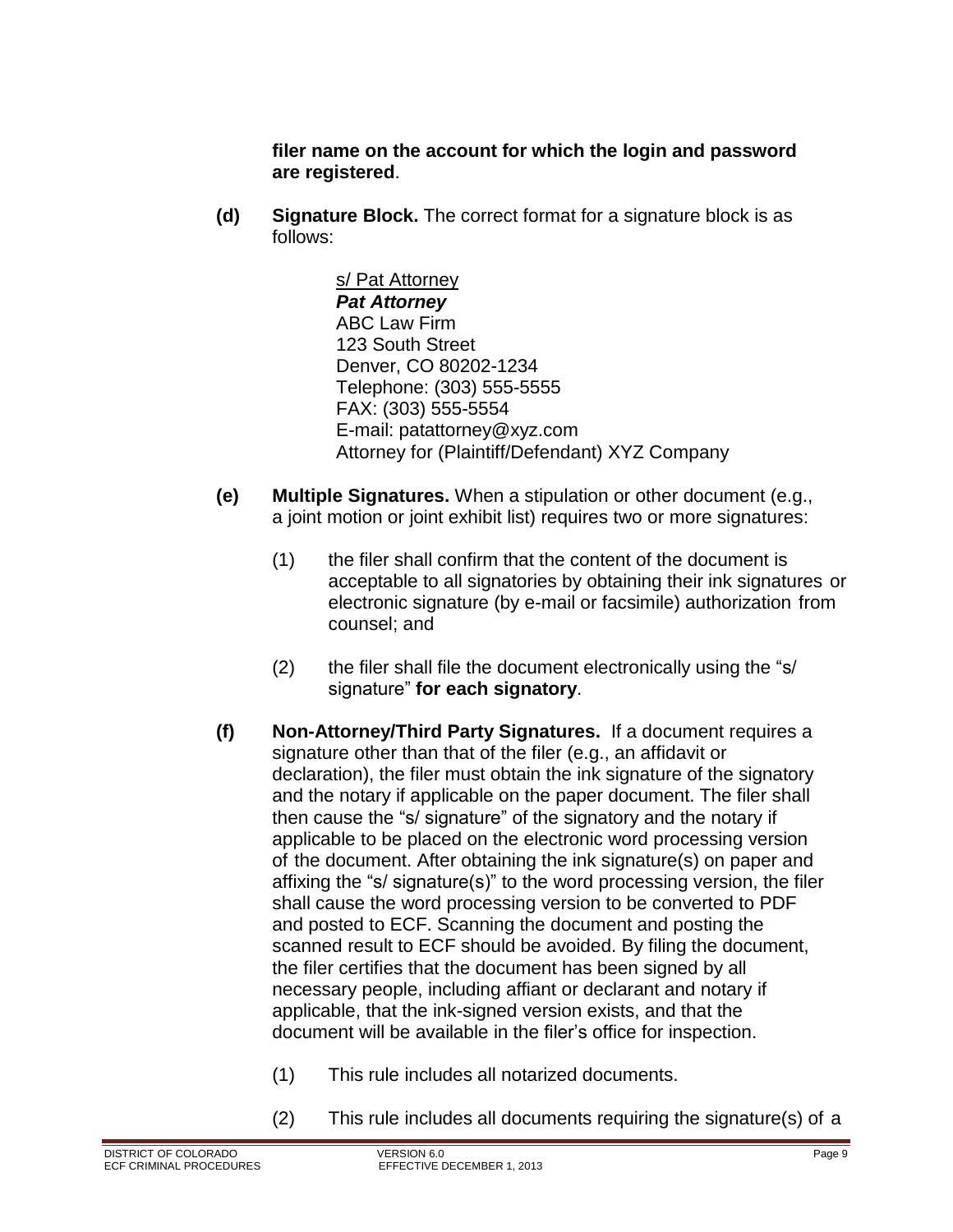**filer name on the account for which the login and password are registered**.

**(d) Signature Block.** The correct format for a signature block is as follows:

> s/ Pat Attorney
> ***Pat Attorney***
> ABC Law Firm
> 123 South Street
> Denver, CO 80202-1234
> Telephone: (303) 555-5555
> FAX: (303) 555-5554
> E-mail: patattorney@xyz.com
> Attorney for (Plaintiff/Defendant) XYZ Company

**(e) Multiple Signatures.** When a stipulation or other document (e.g., a joint motion or joint exhibit list) requires two or more signatures:

(1) the filer shall confirm that the content of the document is acceptable to all signatories by obtaining their ink signatures or electronic signature (by e-mail or facsimile) authorization from counsel; and

(2) the filer shall file the document electronically using the "s/ signature" **for each signatory**.

**(f) Non-Attorney/Third Party Signatures.** If a document requires a signature other than that of the filer (e.g., an affidavit or declaration), the filer must obtain the ink signature of the signatory and the notary if applicable on the paper document. The filer shall then cause the "s/ signature" of the signatory and the notary if applicable to be placed on the electronic word processing version of the document. After obtaining the ink signature(s) on paper and affixing the "s/ signature(s)" to the word processing version, the filer shall cause the word processing version to be converted to PDF and posted to ECF. Scanning the document and posting the scanned result to ECF should be avoided. By filing the document, the filer certifies that the document has been signed by all necessary people, including affiant or declarant and notary if applicable, that the ink-signed version exists, and that the document will be available in the filer's office for inspection.

(1) This rule includes all notarized documents.

(2) This rule includes all documents requiring the signature(s) of a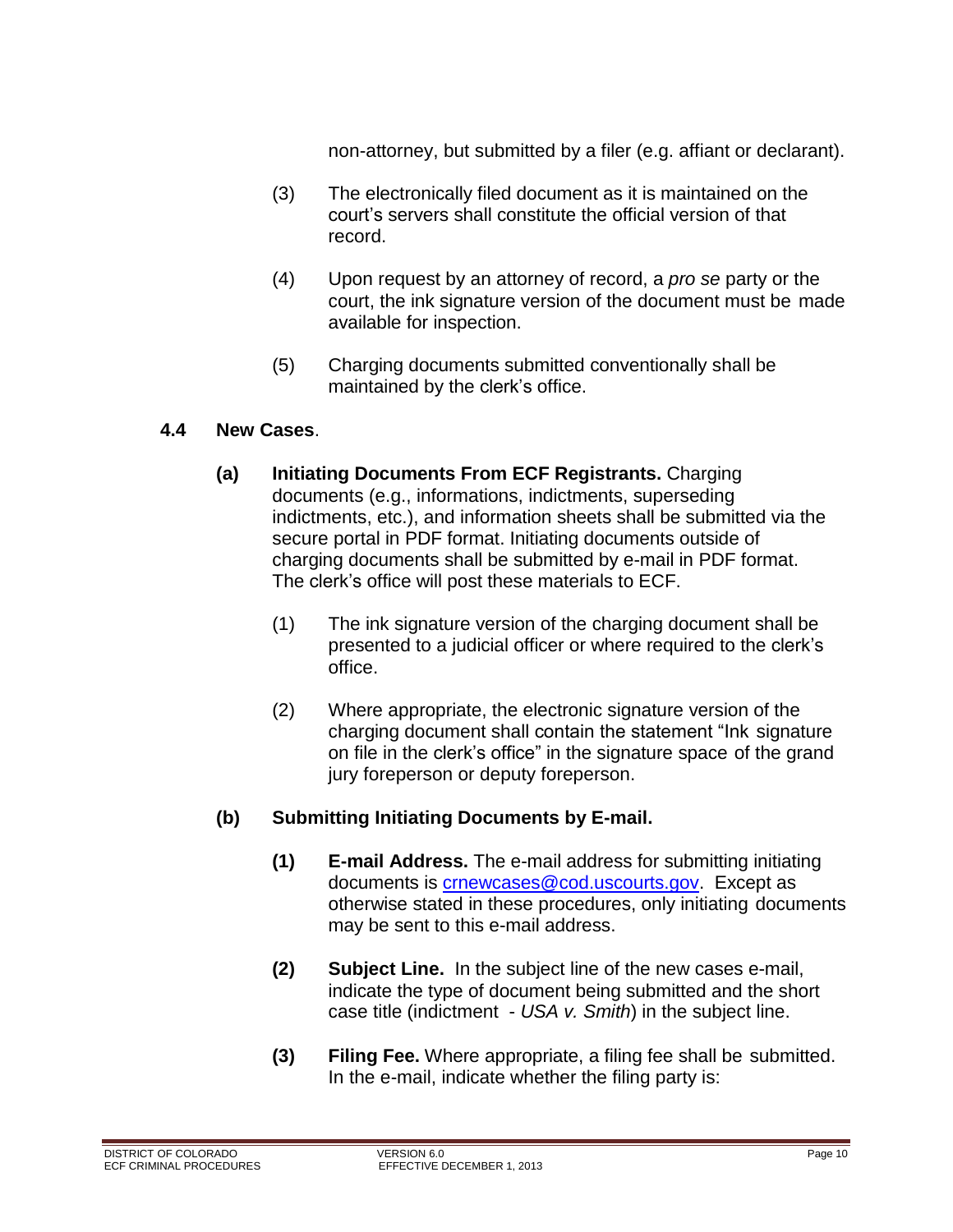non-attorney, but submitted by a filer (e.g. affiant or declarant).

(3) The electronically filed document as it is maintained on the court's servers shall constitute the official version of that record.

(4) Upon request by an attorney of record, a *pro se* party or the court, the ink signature version of the document must be made available for inspection.

(5) Charging documents submitted conventionally shall be maintained by the clerk's office.

### 4.4 New Cases.

**(a) Initiating Documents From ECF Registrants.** Charging documents (e.g., informations, indictments, superseding indictments, etc.), and information sheets shall be submitted via the secure portal in PDF format. Initiating documents outside of charging documents shall be submitted by e-mail in PDF format. The clerk's office will post these materials to ECF.

(1) The ink signature version of the charging document shall be presented to a judicial officer or where required to the clerk's office.

(2) Where appropriate, the electronic signature version of the charging document shall contain the statement "Ink signature on file in the clerk's office" in the signature space of the grand jury foreperson or deputy foreperson.

**(b) Submitting Initiating Documents by E-mail.**

**(1) E-mail Address.** The e-mail address for submitting initiating documents is crnewcases@cod.uscourts.gov. Except as otherwise stated in these procedures, only initiating documents may be sent to this e-mail address.

**(2) Subject Line.** In the subject line of the new cases e-mail, indicate the type of document being submitted and the short case title (indictment - *USA v. Smith*) in the subject line.

**(3) Filing Fee.** Where appropriate, a filing fee shall be submitted. In the e-mail, indicate whether the filing party is: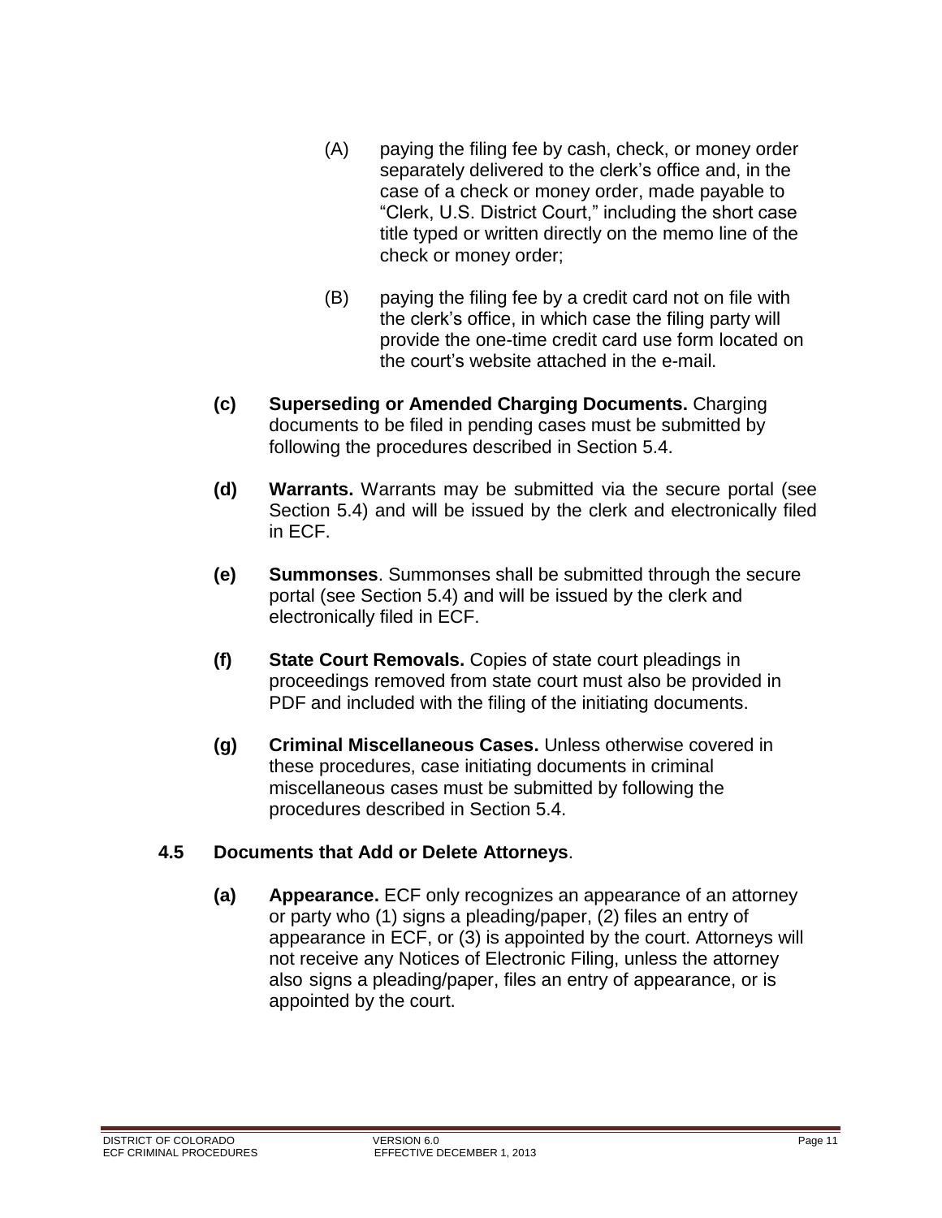(A) paying the filing fee by cash, check, or money order separately delivered to the clerk's office and, in the case of a check or money order, made payable to "Clerk, U.S. District Court," including the short case title typed or written directly on the memo line of the check or money order;

(B) paying the filing fee by a credit card not on file with the clerk's office, in which case the filing party will provide the one-time credit card use form located on the court's website attached in the e-mail.

**(c) Superseding or Amended Charging Documents.** Charging documents to be filed in pending cases must be submitted by following the procedures described in Section 5.4.

**(d) Warrants.** Warrants may be submitted via the secure portal (see Section 5.4) and will be issued by the clerk and electronically filed in ECF.

**(e) Summonses**. Summonses shall be submitted through the secure portal (see Section 5.4) and will be issued by the clerk and electronically filed in ECF.

**(f) State Court Removals.** Copies of state court pleadings in proceedings removed from state court must also be provided in PDF and included with the filing of the initiating documents.

**(g) Criminal Miscellaneous Cases.** Unless otherwise covered in these procedures, case initiating documents in criminal miscellaneous cases must be submitted by following the procedures described in Section 5.4.

## 4.5 Documents that Add or Delete Attorneys.

**(a) Appearance.** ECF only recognizes an appearance of an attorney or party who (1) signs a pleading/paper, (2) files an entry of appearance in ECF, or (3) is appointed by the court. Attorneys will not receive any Notices of Electronic Filing, unless the attorney also signs a pleading/paper, files an entry of appearance, or is appointed by the court.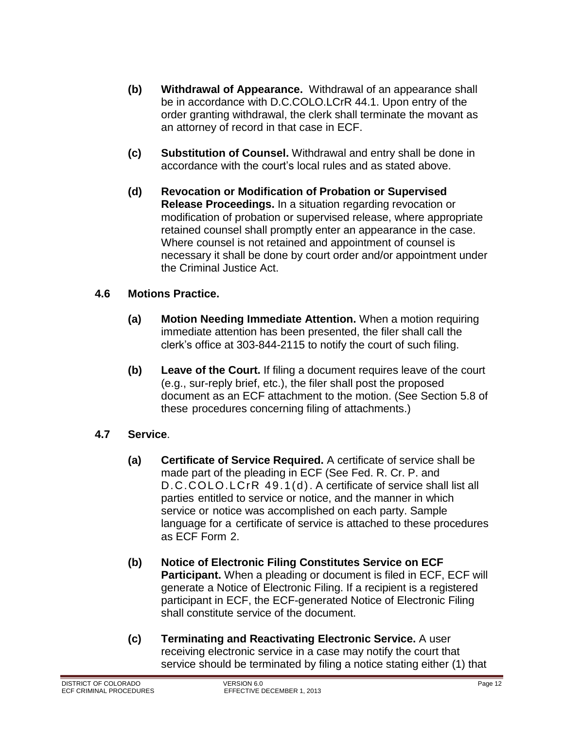**(b) Withdrawal of Appearance.** Withdrawal of an appearance shall be in accordance with D.C.COLO.LCrR 44.1. Upon entry of the order granting withdrawal, the clerk shall terminate the movant as an attorney of record in that case in ECF.

**(c) Substitution of Counsel.** Withdrawal and entry shall be done in accordance with the court's local rules and as stated above.

**(d) Revocation or Modification of Probation or Supervised Release Proceedings.** In a situation regarding revocation or modification of probation or supervised release, where appropriate retained counsel shall promptly enter an appearance in the case. Where counsel is not retained and appointment of counsel is necessary it shall be done by court order and/or appointment under the Criminal Justice Act.

## 4.6 Motions Practice.

**(a) Motion Needing Immediate Attention.** When a motion requiring immediate attention has been presented, the filer shall call the clerk's office at 303-844-2115 to notify the court of such filing.

**(b) Leave of the Court.** If filing a document requires leave of the court (e.g., sur-reply brief, etc.), the filer shall post the proposed document as an ECF attachment to the motion. (See Section 5.8 of these procedures concerning filing of attachments.)

## 4.7 Service.

**(a) Certificate of Service Required.** A certificate of service shall be made part of the pleading in ECF (See Fed. R. Cr. P. and D.C.COLO.LCrR 49.1(d). A certificate of service shall list all parties entitled to service or notice, and the manner in which service or notice was accomplished on each party. Sample language for a certificate of service is attached to these procedures as ECF Form 2.

**(b) Notice of Electronic Filing Constitutes Service on ECF Participant.** When a pleading or document is filed in ECF, ECF will generate a Notice of Electronic Filing. If a recipient is a registered participant in ECF, the ECF-generated Notice of Electronic Filing shall constitute service of the document.

**(c) Terminating and Reactivating Electronic Service.** A user receiving electronic service in a case may notify the court that service should be terminated by filing a notice stating either (1) that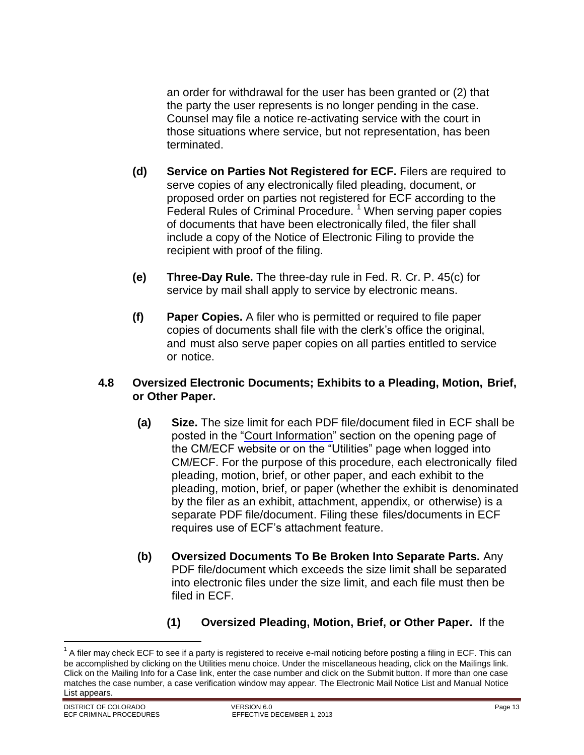an order for withdrawal for the user has been granted or (2) that the party the user represents is no longer pending in the case. Counsel may file a notice re-activating service with the court in those situations where service, but not representation, has been terminated.

**(d) Service on Parties Not Registered for ECF.** Filers are required to serve copies of any electronically filed pleading, document, or proposed order on parties not registered for ECF according to the Federal Rules of Criminal Procedure. [1] When serving paper copies of documents that have been electronically filed, the filer shall include a copy of the Notice of Electronic Filing to provide the recipient with proof of the filing.

**(e) Three-Day Rule.** The three-day rule in Fed. R. Cr. P. 45(c) for service by mail shall apply to service by electronic means.

**(f) Paper Copies.** A filer who is permitted or required to file paper copies of documents shall file with the clerk's office the original, and must also serve paper copies on all parties entitled to service or notice.

### 4.8 Oversized Electronic Documents; Exhibits to a Pleading, Motion, Brief, or Other Paper.

**(a) Size.** The size limit for each PDF file/document filed in ECF shall be posted in the "Court Information" section on the opening page of the CM/ECF website or on the "Utilities" page when logged into CM/ECF. For the purpose of this procedure, each electronically filed pleading, motion, brief, or other paper, and each exhibit to the pleading, motion, brief, or paper (whether the exhibit is denominated by the filer as an exhibit, attachment, appendix, or otherwise) is a separate PDF file/document. Filing these files/documents in ECF requires use of ECF's attachment feature.

**(b) Oversized Documents To Be Broken Into Separate Parts.** Any PDF file/document which exceeds the size limit shall be separated into electronic files under the size limit, and each file must then be filed in ECF.

**(1) Oversized Pleading, Motion, Brief, or Other Paper.** If the

---

[1] A filer may check ECF to see if a party is registered to receive e-mail noticing before posting a filing in ECF. This can be accomplished by clicking on the Utilities menu choice. Under the miscellaneous heading, click on the Mailings link. Click on the Mailing Info for a Case link, enter the case number and click on the Submit button. If more than one case matches the case number, a case verification window may appear. The Electronic Mail Notice List and Manual Notice List appears.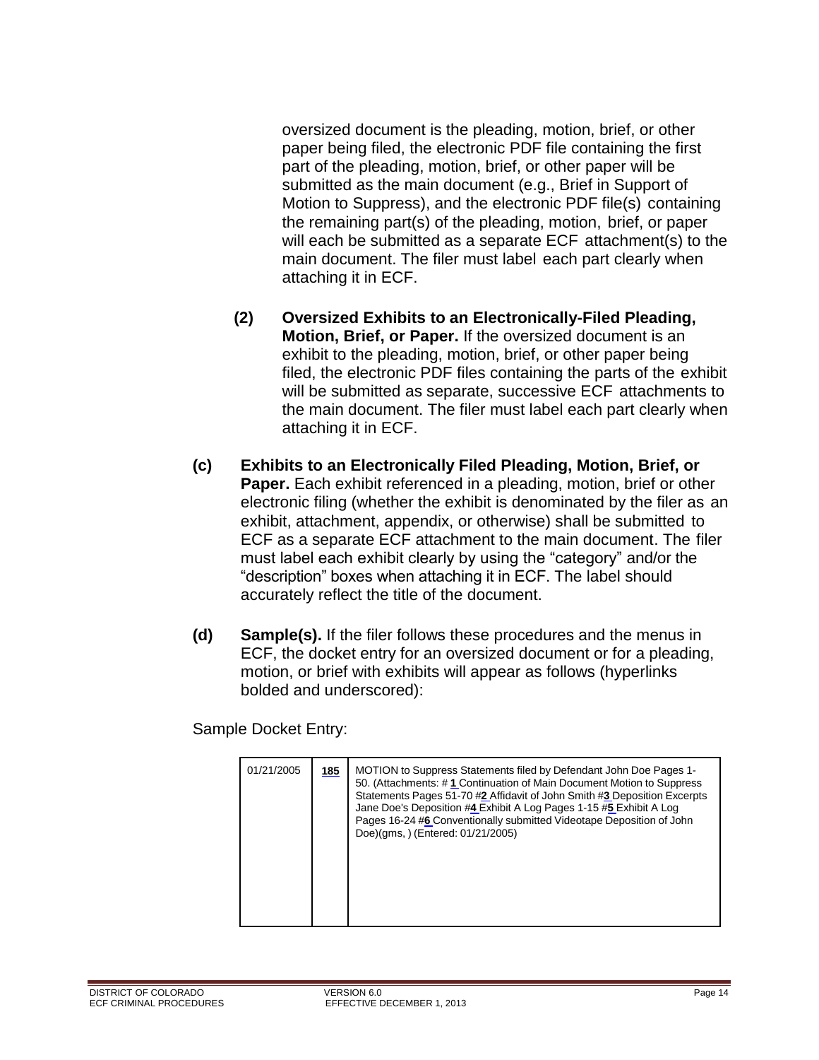oversized document is the pleading, motion, brief, or other paper being filed, the electronic PDF file containing the first part of the pleading, motion, brief, or other paper will be submitted as the main document (e.g., Brief in Support of Motion to Suppress), and the electronic PDF file(s) containing the remaining part(s) of the pleading, motion, brief, or paper will each be submitted as a separate ECF attachment(s) to the main document. The filer must label each part clearly when attaching it in ECF.

**(2) Oversized Exhibits to an Electronically-Filed Pleading, Motion, Brief, or Paper.** If the oversized document is an exhibit to the pleading, motion, brief, or other paper being filed, the electronic PDF files containing the parts of the exhibit will be submitted as separate, successive ECF attachments to the main document. The filer must label each part clearly when attaching it in ECF.

**(c) Exhibits to an Electronically Filed Pleading, Motion, Brief, or Paper.** Each exhibit referenced in a pleading, motion, brief or other electronic filing (whether the exhibit is denominated by the filer as an exhibit, attachment, appendix, or otherwise) shall be submitted to ECF as a separate ECF attachment to the main document. The filer must label each exhibit clearly by using the "category" and/or the "description" boxes when attaching it in ECF. The label should accurately reflect the title of the document.

**(d) Sample(s).** If the filer follows these procedures and the menus in ECF, the docket entry for an oversized document or for a pleading, motion, or brief with exhibits will appear as follows (hyperlinks bolded and underscored):

Sample Docket Entry:

| | | |
|---|---|---|
| 01/21/2005 | **<u>185</u>** | MOTION to Suppress Statements filed by Defendant John Doe Pages 1-50. (Attachments: # **<u>1</u>** Continuation of Main Document Motion to Suppress Statements Pages 51-70 #**<u>2</u>** Affidavit of John Smith #**<u>3</u>** Deposition Excerpts Jane Doe's Deposition #**<u>4</u>** Exhibit A Log Pages 1-15 #**<u>5</u>** Exhibit A Log Pages 16-24 #**<u>6</u>** Conventionally submitted Videotape Deposition of John Doe)(gms, ) (Entered: 01/21/2005) |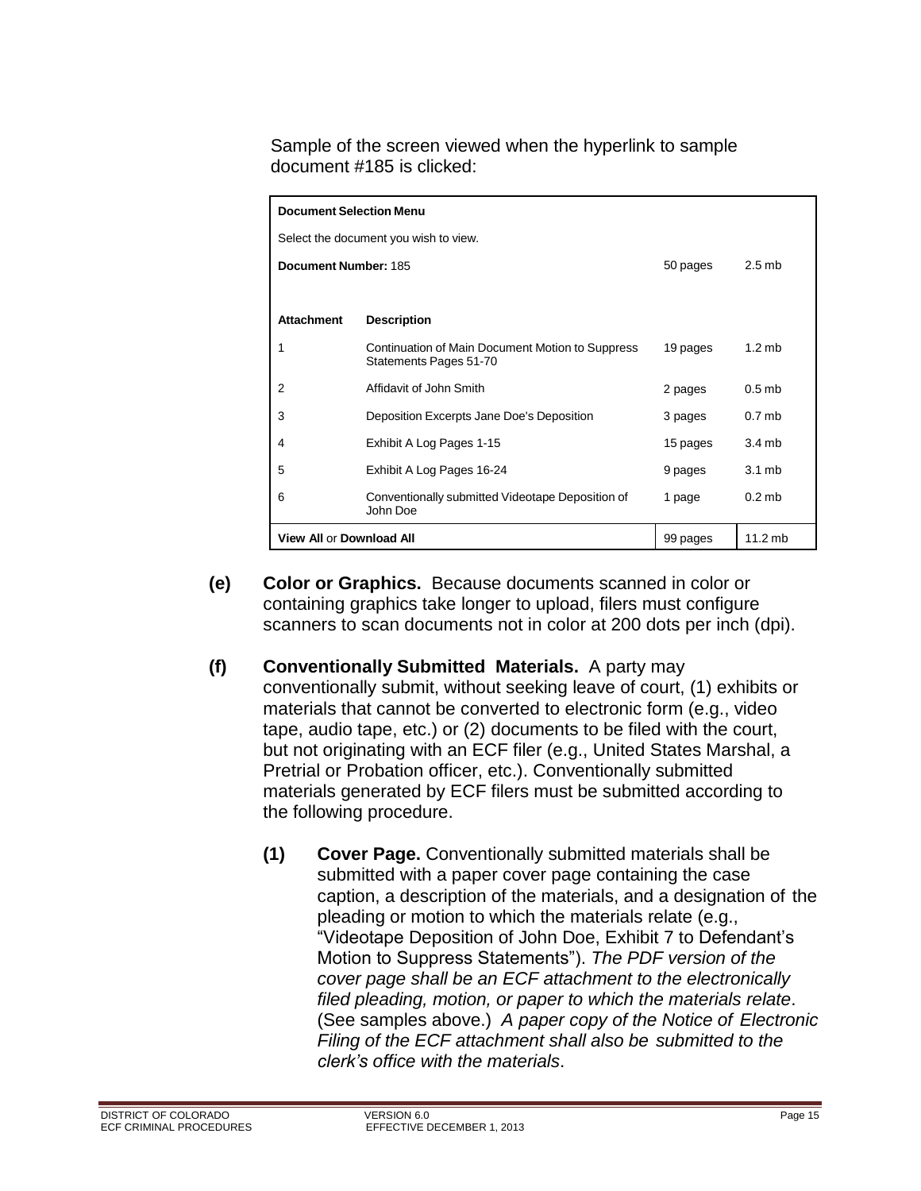Sample of the screen viewed when the hyperlink to sample document #185 is clicked:

| **Document Selection Menu** | | | |
|---|---|---|---|
| Select the document you wish to view. | | | |
| **Document Number:** 185 | | 50 pages | 2.5 mb |
| **Attachment** | **Description** | | |
| 1 | Continuation of Main Document Motion to Suppress Statements Pages 51-70 | 19 pages | 1.2 mb |
| 2 | Affidavit of John Smith | 2 pages | 0.5 mb |
| 3 | Deposition Excerpts Jane Doe's Deposition | 3 pages | 0.7 mb |
| 4 | Exhibit A Log Pages 1-15 | 15 pages | 3.4 mb |
| 5 | Exhibit A Log Pages 16-24 | 9 pages | 3.1 mb |
| 6 | Conventionally submitted Videotape Deposition of John Doe | 1 page | 0.2 mb |
| **View All** or **Download All** | | 99 pages | 11.2 mb |

**(e) Color or Graphics.** Because documents scanned in color or containing graphics take longer to upload, filers must configure scanners to scan documents not in color at 200 dots per inch (dpi).

**(f) Conventionally Submitted Materials.** A party may conventionally submit, without seeking leave of court, (1) exhibits or materials that cannot be converted to electronic form (e.g., video tape, audio tape, etc.) or (2) documents to be filed with the court, but not originating with an ECF filer (e.g., United States Marshal, a Pretrial or Probation officer, etc.). Conventionally submitted materials generated by ECF filers must be submitted according to the following procedure.

**(1) Cover Page.** Conventionally submitted materials shall be submitted with a paper cover page containing the case caption, a description of the materials, and a designation of the pleading or motion to which the materials relate (e.g., "Videotape Deposition of John Doe, Exhibit 7 to Defendant's Motion to Suppress Statements"). *The PDF version of the cover page shall be an ECF attachment to the electronically filed pleading, motion, or paper to which the materials relate*. (See samples above.) *A paper copy of the Notice of Electronic Filing of the ECF attachment shall also be submitted to the clerk's office with the materials*.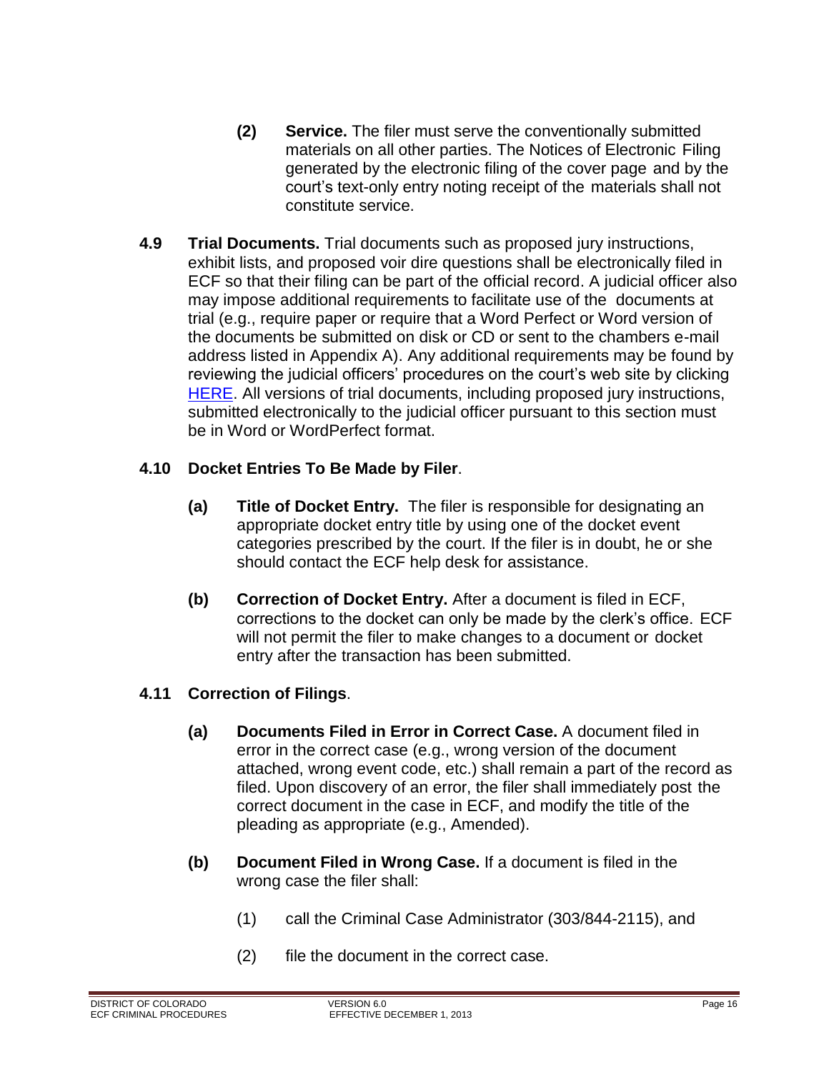**(2) Service.** The filer must serve the conventionally submitted materials on all other parties. The Notices of Electronic Filing generated by the electronic filing of the cover page and by the court's text-only entry noting receipt of the materials shall not constitute service.

**4.9 Trial Documents.** Trial documents such as proposed jury instructions, exhibit lists, and proposed voir dire questions shall be electronically filed in ECF so that their filing can be part of the official record. A judicial officer also may impose additional requirements to facilitate use of the documents at trial (e.g., require paper or require that a Word Perfect or Word version of the documents be submitted on disk or CD or sent to the chambers e-mail address listed in Appendix A). Any additional requirements may be found by reviewing the judicial officers' procedures on the court's web site by clicking HERE. All versions of trial documents, including proposed jury instructions, submitted electronically to the judicial officer pursuant to this section must be in Word or WordPerfect format.

**4.10 Docket Entries To Be Made by Filer**.

**(a) Title of Docket Entry.** The filer is responsible for designating an appropriate docket entry title by using one of the docket event categories prescribed by the court. If the filer is in doubt, he or she should contact the ECF help desk for assistance.

**(b) Correction of Docket Entry.** After a document is filed in ECF, corrections to the docket can only be made by the clerk's office. ECF will not permit the filer to make changes to a document or docket entry after the transaction has been submitted.

**4.11 Correction of Filings**.

**(a) Documents Filed in Error in Correct Case.** A document filed in error in the correct case (e.g., wrong version of the document attached, wrong event code, etc.) shall remain a part of the record as filed. Upon discovery of an error, the filer shall immediately post the correct document in the case in ECF, and modify the title of the pleading as appropriate (e.g., Amended).

**(b) Document Filed in Wrong Case.** If a document is filed in the wrong case the filer shall:

(1) call the Criminal Case Administrator (303/844-2115), and

(2) file the document in the correct case.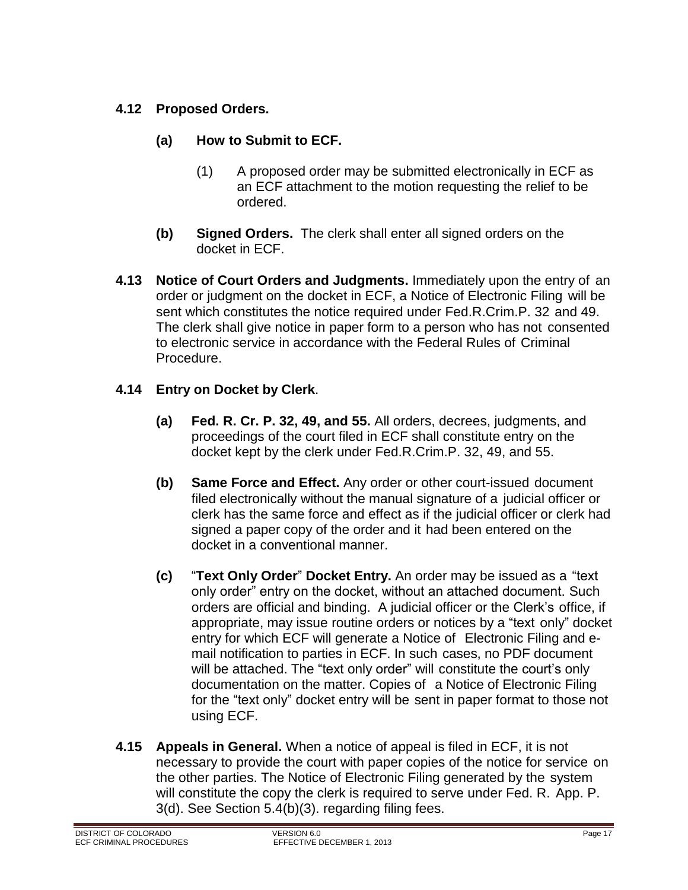### 4.12 Proposed Orders.

**(a) How to Submit to ECF.**

(1) A proposed order may be submitted electronically in ECF as an ECF attachment to the motion requesting the relief to be ordered.

**(b) Signed Orders.** The clerk shall enter all signed orders on the docket in ECF.

**4.13 Notice of Court Orders and Judgments.** Immediately upon the entry of an order or judgment on the docket in ECF, a Notice of Electronic Filing will be sent which constitutes the notice required under Fed.R.Crim.P. 32 and 49. The clerk shall give notice in paper form to a person who has not consented to electronic service in accordance with the Federal Rules of Criminal Procedure.

### 4.14 Entry on Docket by Clerk.

**(a) Fed. R. Cr. P. 32, 49, and 55.** All orders, decrees, judgments, and proceedings of the court filed in ECF shall constitute entry on the docket kept by the clerk under Fed.R.Crim.P. 32, 49, and 55.

**(b) Same Force and Effect.** Any order or other court-issued document filed electronically without the manual signature of a judicial officer or clerk has the same force and effect as if the judicial officer or clerk had signed a paper copy of the order and it had been entered on the docket in a conventional manner.

**(c) "Text Only Order" Docket Entry.** An order may be issued as a "text only order" entry on the docket, without an attached document. Such orders are official and binding. A judicial officer or the Clerk's office, if appropriate, may issue routine orders or notices by a "text only" docket entry for which ECF will generate a Notice of Electronic Filing and e-mail notification to parties in ECF. In such cases, no PDF document will be attached. The "text only order" will constitute the court's only documentation on the matter. Copies of a Notice of Electronic Filing for the "text only" docket entry will be sent in paper format to those not using ECF.

**4.15 Appeals in General.** When a notice of appeal is filed in ECF, it is not necessary to provide the court with paper copies of the notice for service on the other parties. The Notice of Electronic Filing generated by the system will constitute the copy the clerk is required to serve under Fed. R. App. P. 3(d). See Section 5.4(b)(3). regarding filing fees.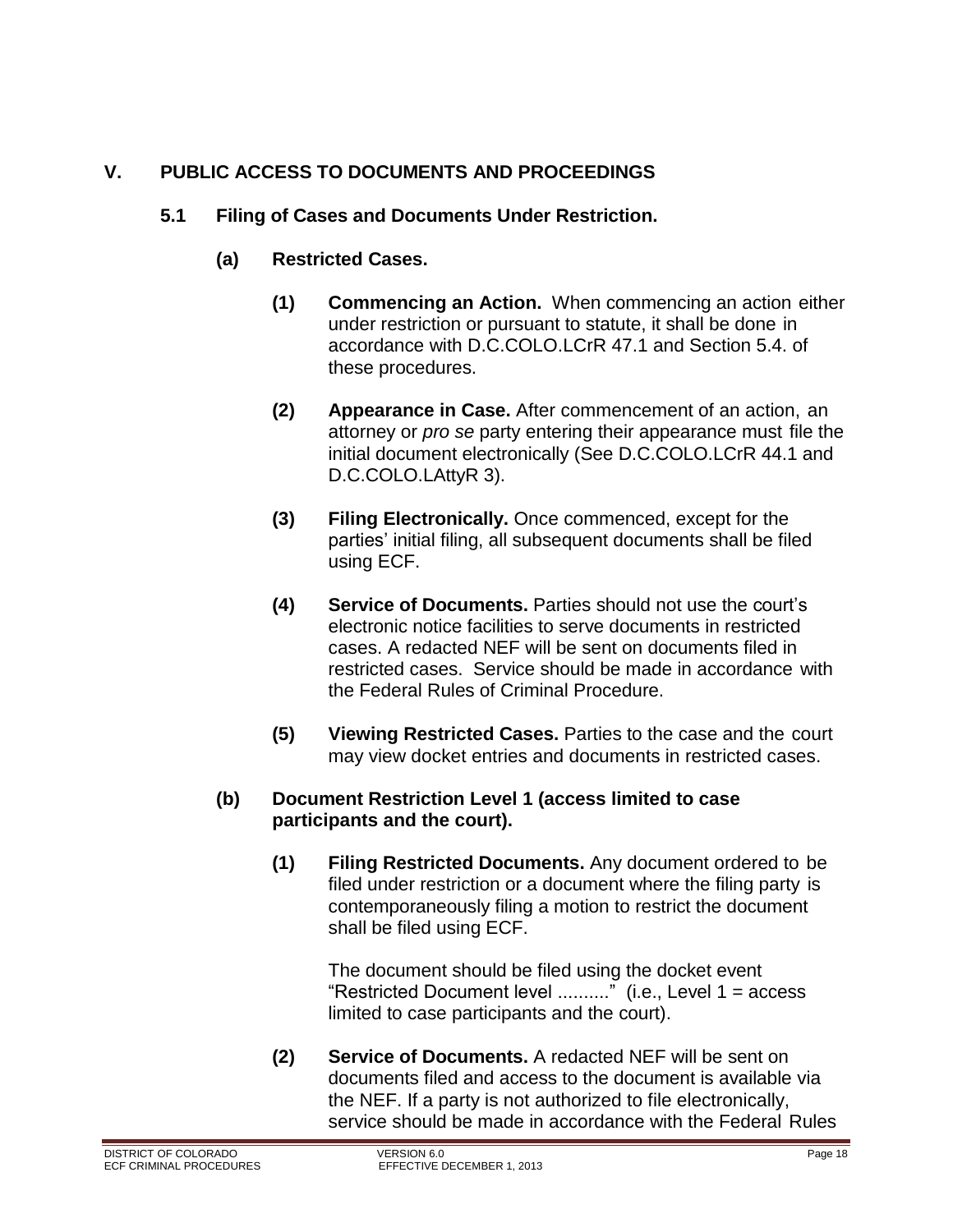## V. PUBLIC ACCESS TO DOCUMENTS AND PROCEEDINGS

### 5.1 Filing of Cases and Documents Under Restriction.

#### (a) Restricted Cases.

**(1) Commencing an Action.** When commencing an action either under restriction or pursuant to statute, it shall be done in accordance with D.C.COLO.LCrR 47.1 and Section 5.4. of these procedures.

**(2) Appearance in Case.** After commencement of an action, an attorney or *pro se* party entering their appearance must file the initial document electronically (See D.C.COLO.LCrR 44.1 and D.C.COLO.LAttyR 3).

**(3) Filing Electronically.** Once commenced, except for the parties' initial filing, all subsequent documents shall be filed using ECF.

**(4) Service of Documents.** Parties should not use the court's electronic notice facilities to serve documents in restricted cases. A redacted NEF will be sent on documents filed in restricted cases. Service should be made in accordance with the Federal Rules of Criminal Procedure.

**(5) Viewing Restricted Cases.** Parties to the case and the court may view docket entries and documents in restricted cases.

#### (b) Document Restriction Level 1 (access limited to case participants and the court).

**(1) Filing Restricted Documents.** Any document ordered to be filed under restriction or a document where the filing party is contemporaneously filing a motion to restrict the document shall be filed using ECF.

The document should be filed using the docket event "Restricted Document level .........." (i.e., Level 1 = access limited to case participants and the court).

**(2) Service of Documents.** A redacted NEF will be sent on documents filed and access to the document is available via the NEF. If a party is not authorized to file electronically, service should be made in accordance with the Federal Rules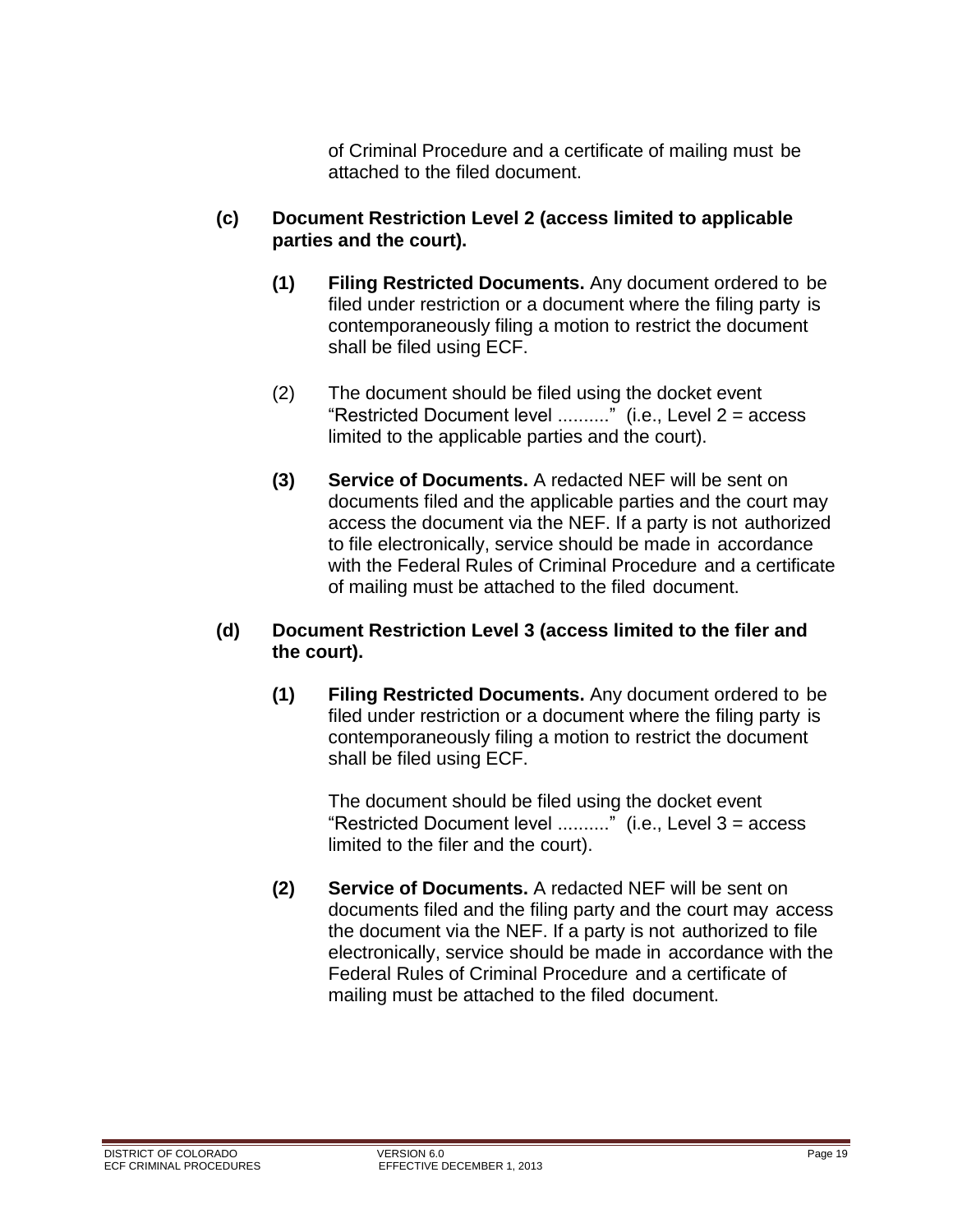of Criminal Procedure and a certificate of mailing must be attached to the filed document.

**(c) Document Restriction Level 2 (access limited to applicable parties and the court).**

**(1) Filing Restricted Documents.** Any document ordered to be filed under restriction or a document where the filing party is contemporaneously filing a motion to restrict the document shall be filed using ECF.

(2) The document should be filed using the docket event "Restricted Document level .........." (i.e., Level 2 = access limited to the applicable parties and the court).

**(3) Service of Documents.** A redacted NEF will be sent on documents filed and the applicable parties and the court may access the document via the NEF. If a party is not authorized to file electronically, service should be made in accordance with the Federal Rules of Criminal Procedure and a certificate of mailing must be attached to the filed document.

**(d) Document Restriction Level 3 (access limited to the filer and the court).**

**(1) Filing Restricted Documents.** Any document ordered to be filed under restriction or a document where the filing party is contemporaneously filing a motion to restrict the document shall be filed using ECF.

The document should be filed using the docket event "Restricted Document level .........." (i.e., Level 3 = access limited to the filer and the court).

**(2) Service of Documents.** A redacted NEF will be sent on documents filed and the filing party and the court may access the document via the NEF. If a party is not authorized to file electronically, service should be made in accordance with the Federal Rules of Criminal Procedure and a certificate of mailing must be attached to the filed document.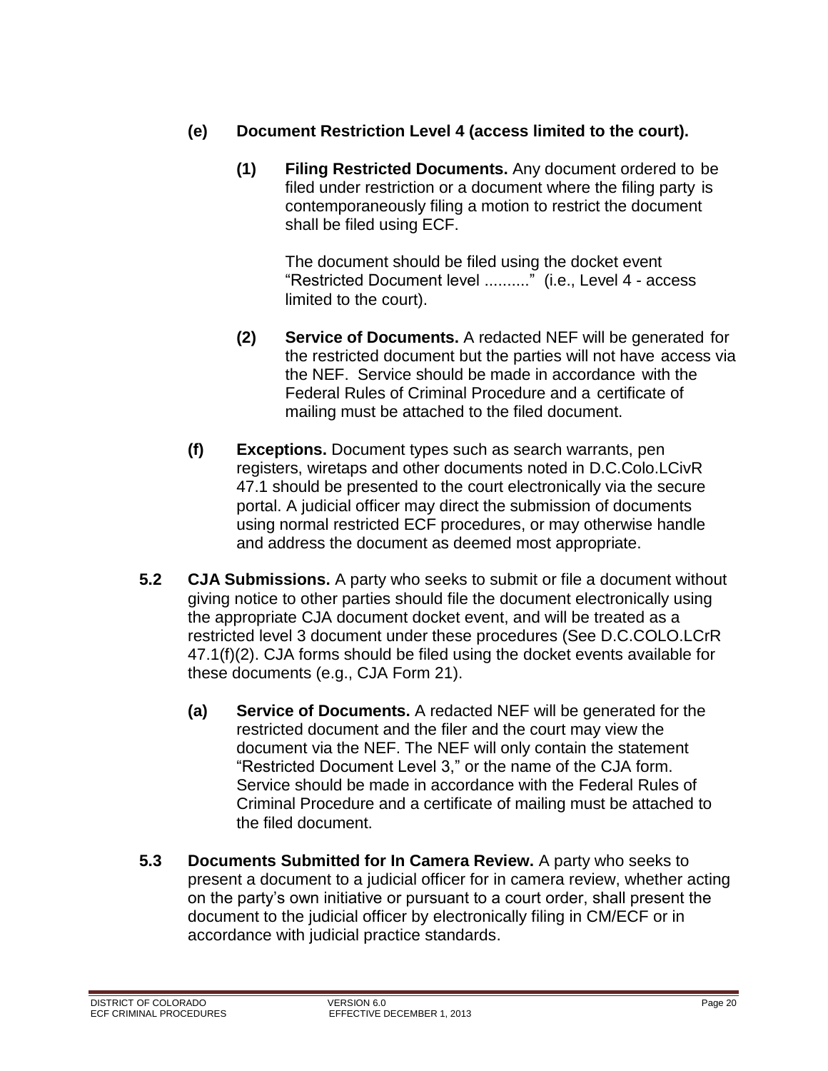**(e) Document Restriction Level 4 (access limited to the court).**

**(1) Filing Restricted Documents.** Any document ordered to be filed under restriction or a document where the filing party is contemporaneously filing a motion to restrict the document shall be filed using ECF.

The document should be filed using the docket event "Restricted Document level .........." (i.e., Level 4 - access limited to the court).

**(2) Service of Documents.** A redacted NEF will be generated for the restricted document but the parties will not have access via the NEF. Service should be made in accordance with the Federal Rules of Criminal Procedure and a certificate of mailing must be attached to the filed document.

**(f) Exceptions.** Document types such as search warrants, pen registers, wiretaps and other documents noted in D.C.Colo.LCivR 47.1 should be presented to the court electronically via the secure portal. A judicial officer may direct the submission of documents using normal restricted ECF procedures, or may otherwise handle and address the document as deemed most appropriate.

**5.2 CJA Submissions.** A party who seeks to submit or file a document without giving notice to other parties should file the document electronically using the appropriate CJA document docket event, and will be treated as a restricted level 3 document under these procedures (See D.C.COLO.LCrR 47.1(f)(2). CJA forms should be filed using the docket events available for these documents (e.g., CJA Form 21).

**(a) Service of Documents.** A redacted NEF will be generated for the restricted document and the filer and the court may view the document via the NEF. The NEF will only contain the statement "Restricted Document Level 3," or the name of the CJA form. Service should be made in accordance with the Federal Rules of Criminal Procedure and a certificate of mailing must be attached to the filed document.

**5.3 Documents Submitted for In Camera Review.** A party who seeks to present a document to a judicial officer for in camera review, whether acting on the party's own initiative or pursuant to a court order, shall present the document to the judicial officer by electronically filing in CM/ECF or in accordance with judicial practice standards.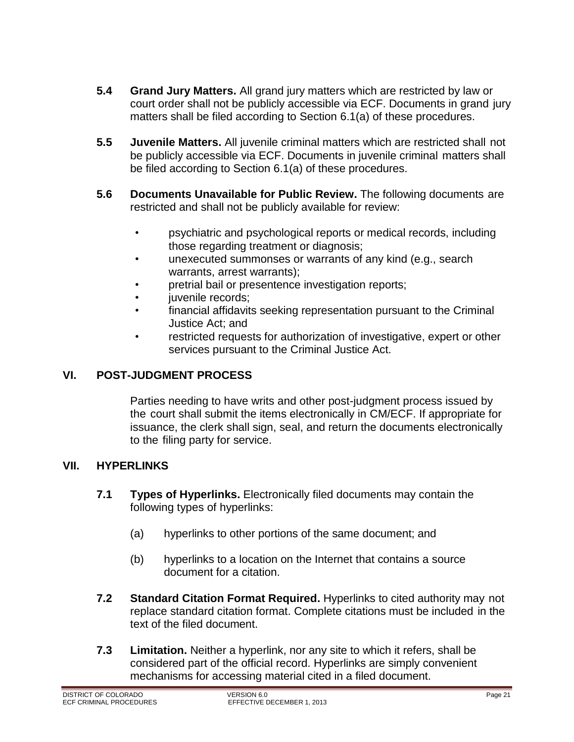**5.4 Grand Jury Matters.** All grand jury matters which are restricted by law or court order shall not be publicly accessible via ECF. Documents in grand jury matters shall be filed according to Section 6.1(a) of these procedures.

**5.5 Juvenile Matters.** All juvenile criminal matters which are restricted shall not be publicly accessible via ECF. Documents in juvenile criminal matters shall be filed according to Section 6.1(a) of these procedures.

**5.6 Documents Unavailable for Public Review.** The following documents are restricted and shall not be publicly available for review:

- psychiatric and psychological reports or medical records, including those regarding treatment or diagnosis;
- unexecuted summonses or warrants of any kind (e.g., search warrants, arrest warrants);
- pretrial bail or presentence investigation reports;
- juvenile records;
- financial affidavits seeking representation pursuant to the Criminal Justice Act; and
- restricted requests for authorization of investigative, expert or other services pursuant to the Criminal Justice Act.

## VI. POST-JUDGMENT PROCESS

Parties needing to have writs and other post-judgment process issued by the court shall submit the items electronically in CM/ECF. If appropriate for issuance, the clerk shall sign, seal, and return the documents electronically to the filing party for service.

## VII. HYPERLINKS

**7.1 Types of Hyperlinks.** Electronically filed documents may contain the following types of hyperlinks:

(a) hyperlinks to other portions of the same document; and

(b) hyperlinks to a location on the Internet that contains a source document for a citation.

**7.2 Standard Citation Format Required.** Hyperlinks to cited authority may not replace standard citation format. Complete citations must be included in the text of the filed document.

**7.3 Limitation.** Neither a hyperlink, nor any site to which it refers, shall be considered part of the official record. Hyperlinks are simply convenient mechanisms for accessing material cited in a filed document.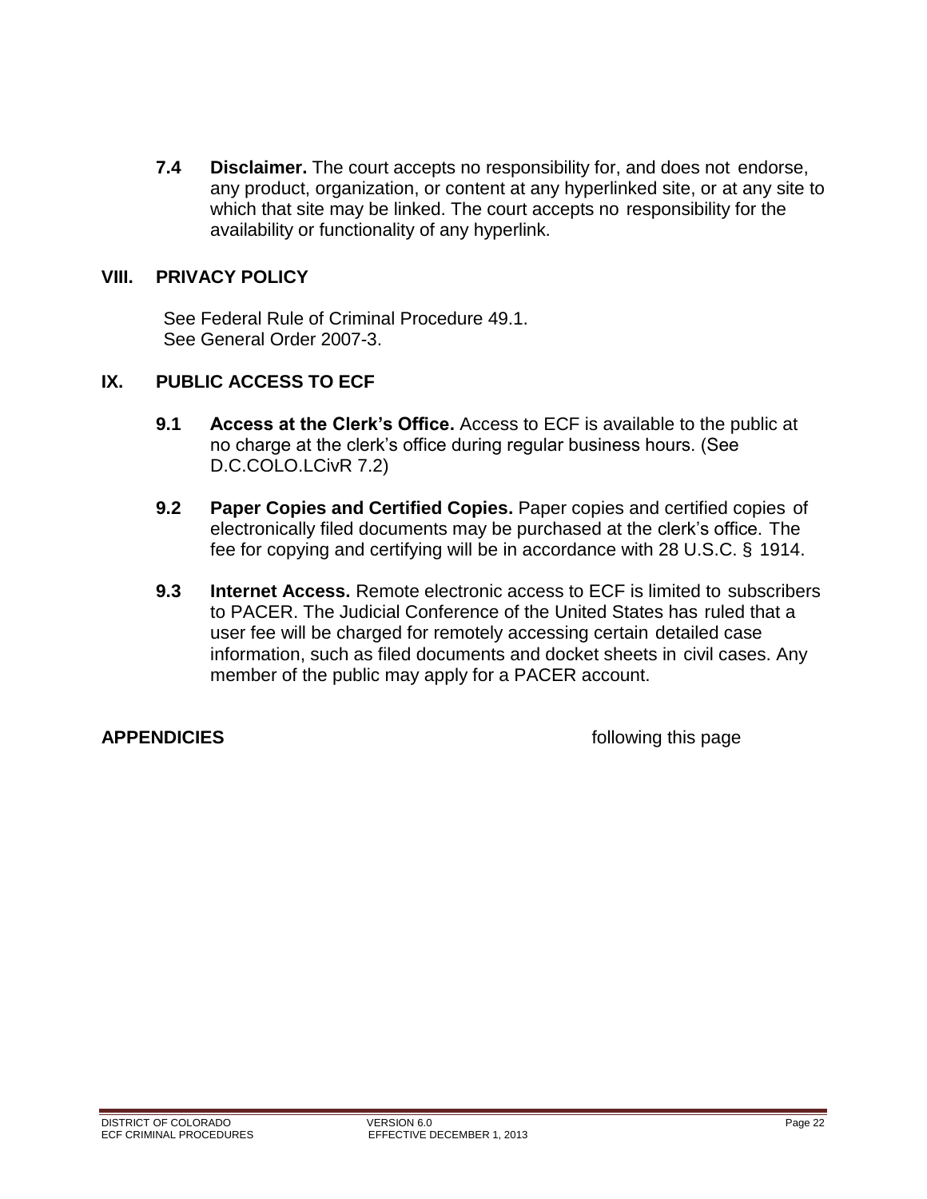**7.4 Disclaimer.** The court accepts no responsibility for, and does not endorse, any product, organization, or content at any hyperlinked site, or at any site to which that site may be linked. The court accepts no responsibility for the availability or functionality of any hyperlink.

## VIII. PRIVACY POLICY

See Federal Rule of Criminal Procedure 49.1.
See General Order 2007-3.

## IX. PUBLIC ACCESS TO ECF

**9.1 Access at the Clerk's Office.** Access to ECF is available to the public at no charge at the clerk's office during regular business hours. (See D.C.COLO.LCivR 7.2)

**9.2 Paper Copies and Certified Copies.** Paper copies and certified copies of electronically filed documents may be purchased at the clerk's office. The fee for copying and certifying will be in accordance with 28 U.S.C. § 1914.

**9.3 Internet Access.** Remote electronic access to ECF is limited to subscribers to PACER. The Judicial Conference of the United States has ruled that a user fee will be charged for remotely accessing certain detailed case information, such as filed documents and docket sheets in civil cases. Any member of the public may apply for a PACER account.

**APPENDICIES** following this page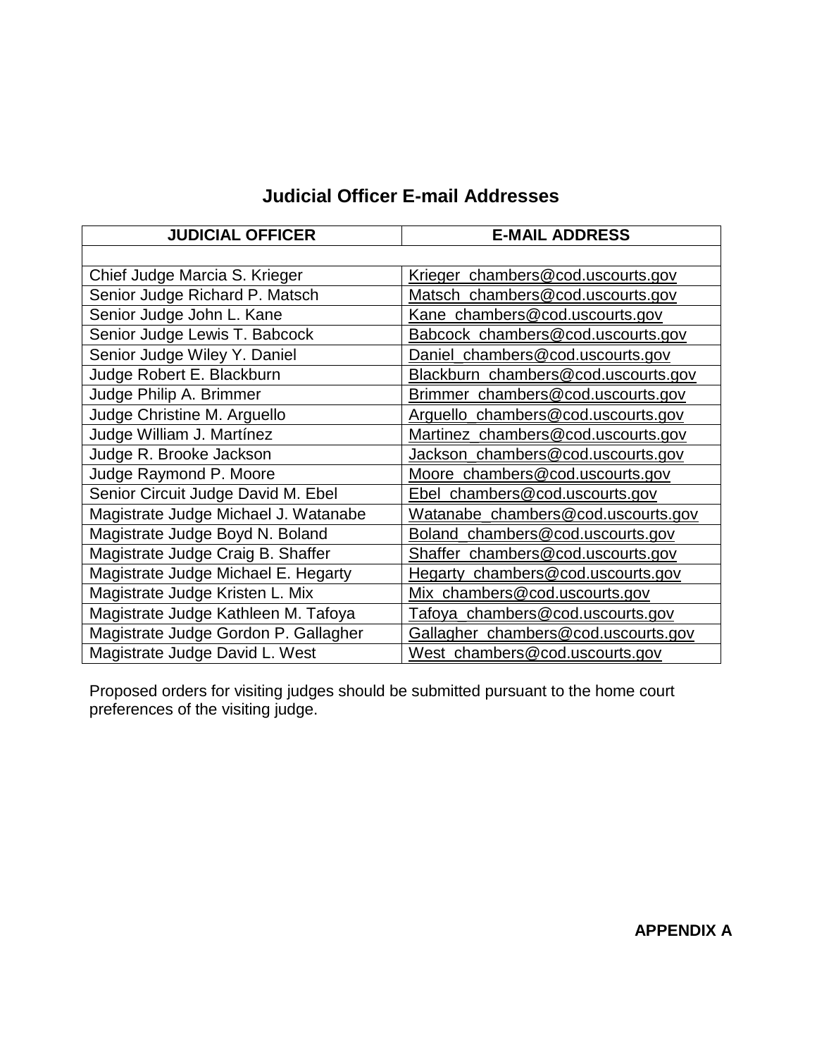## Judicial Officer E-mail Addresses

| JUDICIAL OFFICER | E-MAIL ADDRESS |
|---|---|
| | |
| Chief Judge Marcia S. Krieger | Krieger_chambers@cod.uscourts.gov |
| Senior Judge Richard P. Matsch | Matsch_chambers@cod.uscourts.gov |
| Senior Judge John L. Kane | Kane_chambers@cod.uscourts.gov |
| Senior Judge Lewis T. Babcock | Babcock_chambers@cod.uscourts.gov |
| Senior Judge Wiley Y. Daniel | Daniel_chambers@cod.uscourts.gov |
| Judge Robert E. Blackburn | Blackburn_chambers@cod.uscourts.gov |
| Judge Philip A. Brimmer | Brimmer_chambers@cod.uscourts.gov |
| Judge Christine M. Arguello | Arguello_chambers@cod.uscourts.gov |
| Judge William J. Martínez | Martinez_chambers@cod.uscourts.gov |
| Judge R. Brooke Jackson | Jackson_chambers@cod.uscourts.gov |
| Judge Raymond P. Moore | Moore_chambers@cod.uscourts.gov |
| Senior Circuit Judge David M. Ebel | Ebel_chambers@cod.uscourts.gov |
| Magistrate Judge Michael J. Watanabe | Watanabe_chambers@cod.uscourts.gov |
| Magistrate Judge Boyd N. Boland | Boland_chambers@cod.uscourts.gov |
| Magistrate Judge Craig B. Shaffer | Shaffer_chambers@cod.uscourts.gov |
| Magistrate Judge Michael E. Hegarty | Hegarty_chambers@cod.uscourts.gov |
| Magistrate Judge Kristen L. Mix | Mix_chambers@cod.uscourts.gov |
| Magistrate Judge Kathleen M. Tafoya | Tafoya_chambers@cod.uscourts.gov |
| Magistrate Judge Gordon P. Gallagher | Gallagher_chambers@cod.uscourts.gov |
| Magistrate Judge David L. West | West_chambers@cod.uscourts.gov |

Proposed orders for visiting judges should be submitted pursuant to the home court preferences of the visiting judge.

**APPENDIX A**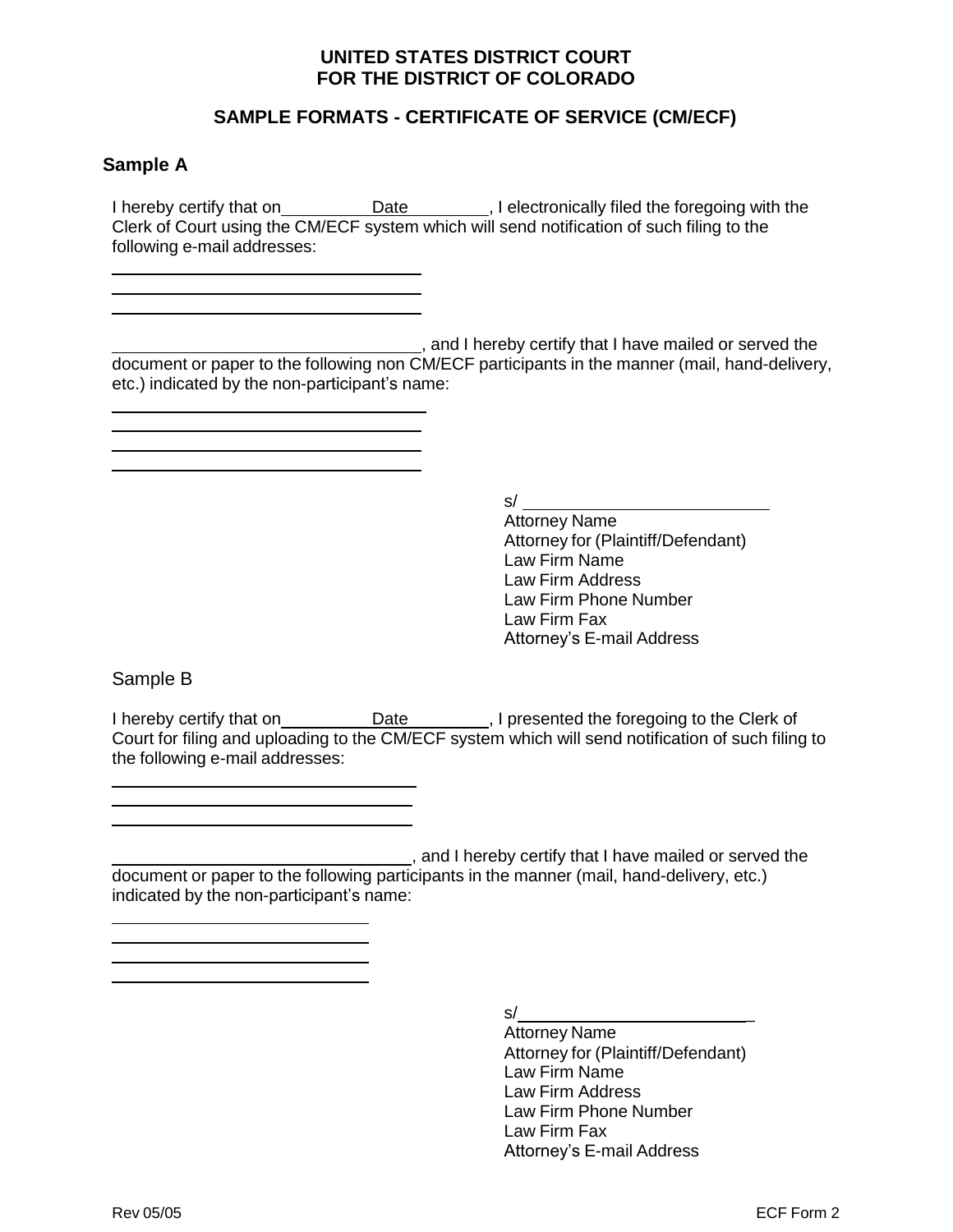**UNITED STATES DISTRICT COURT**
**FOR THE DISTRICT OF COLORADO**

## SAMPLE FORMATS - CERTIFICATE OF SERVICE (CM/ECF)

### Sample A

I hereby certify that on \_\_\_\_\_\_\_\_\_\_Date\_\_\_\_\_\_\_\_\_\_, I electronically filed the foregoing with the Clerk of Court using the CM/ECF system which will send notification of such filing to the following e-mail addresses:

\_\_\_\_\_\_\_\_\_\_\_\_\_\_\_\_\_\_\_\_\_\_\_\_\_\_\_\_\_\_\_\_\_\_
\_\_\_\_\_\_\_\_\_\_\_\_\_\_\_\_\_\_\_\_\_\_\_\_\_\_\_\_\_\_\_\_\_\_
\_\_\_\_\_\_\_\_\_\_\_\_\_\_\_\_\_\_\_\_\_\_\_\_\_\_\_\_\_\_\_\_\_\_

\_\_\_\_\_\_\_\_\_\_\_\_\_\_\_\_\_\_\_\_\_\_\_\_\_\_\_\_\_\_\_\_\_\_, and I hereby certify that I have mailed or served the document or paper to the following non CM/ECF participants in the manner (mail, hand-delivery, etc.) indicated by the non-participant's name:

\_\_\_\_\_\_\_\_\_\_\_\_\_\_\_\_\_\_\_\_\_\_\_\_\_\_\_\_\_\_\_\_\_\_
\_\_\_\_\_\_\_\_\_\_\_\_\_\_\_\_\_\_\_\_\_\_\_\_\_\_\_\_\_\_\_\_\_\_
\_\_\_\_\_\_\_\_\_\_\_\_\_\_\_\_\_\_\_\_\_\_\_\_\_\_\_\_\_\_\_\_\_\_
\_\_\_\_\_\_\_\_\_\_\_\_\_\_\_\_\_\_\_\_\_\_\_\_\_\_\_\_\_\_\_\_\_\_

s/ \_\_\_\_\_\_\_\_\_\_\_\_\_\_\_\_\_\_\_\_\_\_\_\_\_\_
Attorney Name
Attorney for (Plaintiff/Defendant)
Law Firm Name
Law Firm Address
Law Firm Phone Number
Law Firm Fax
Attorney's E-mail Address

### Sample B

I hereby certify that on \_\_\_\_\_\_\_\_\_\_Date\_\_\_\_\_\_\_\_\_\_, I presented the foregoing to the Clerk of Court for filing and uploading to the CM/ECF system which will send notification of such filing to the following e-mail addresses:

\_\_\_\_\_\_\_\_\_\_\_\_\_\_\_\_\_\_\_\_\_\_\_\_\_\_\_\_\_\_\_\_\_\_
\_\_\_\_\_\_\_\_\_\_\_\_\_\_\_\_\_\_\_\_\_\_\_\_\_\_\_\_\_\_\_\_\_\_
\_\_\_\_\_\_\_\_\_\_\_\_\_\_\_\_\_\_\_\_\_\_\_\_\_\_\_\_\_\_\_\_\_\_

\_\_\_\_\_\_\_\_\_\_\_\_\_\_\_\_\_\_\_\_\_\_\_\_\_\_\_\_\_\_\_\_\_\_, and I hereby certify that I have mailed or served the document or paper to the following participants in the manner (mail, hand-delivery, etc.) indicated by the non-participant's name:

\_\_\_\_\_\_\_\_\_\_\_\_\_\_\_\_\_\_\_\_\_\_\_\_\_\_\_\_
\_\_\_\_\_\_\_\_\_\_\_\_\_\_\_\_\_\_\_\_\_\_\_\_\_\_\_\_
\_\_\_\_\_\_\_\_\_\_\_\_\_\_\_\_\_\_\_\_\_\_\_\_\_\_\_\_
\_\_\_\_\_\_\_\_\_\_\_\_\_\_\_\_\_\_\_\_\_\_\_\_\_\_\_\_

s/\_\_\_\_\_\_\_\_\_\_\_\_\_\_\_\_\_\_\_\_\_\_\_\_\_\_
Attorney Name
Attorney for (Plaintiff/Defendant)
Law Firm Name
Law Firm Address
Law Firm Phone Number
Law Firm Fax
Attorney's E-mail Address

Rev 05/05 ECF Form 2